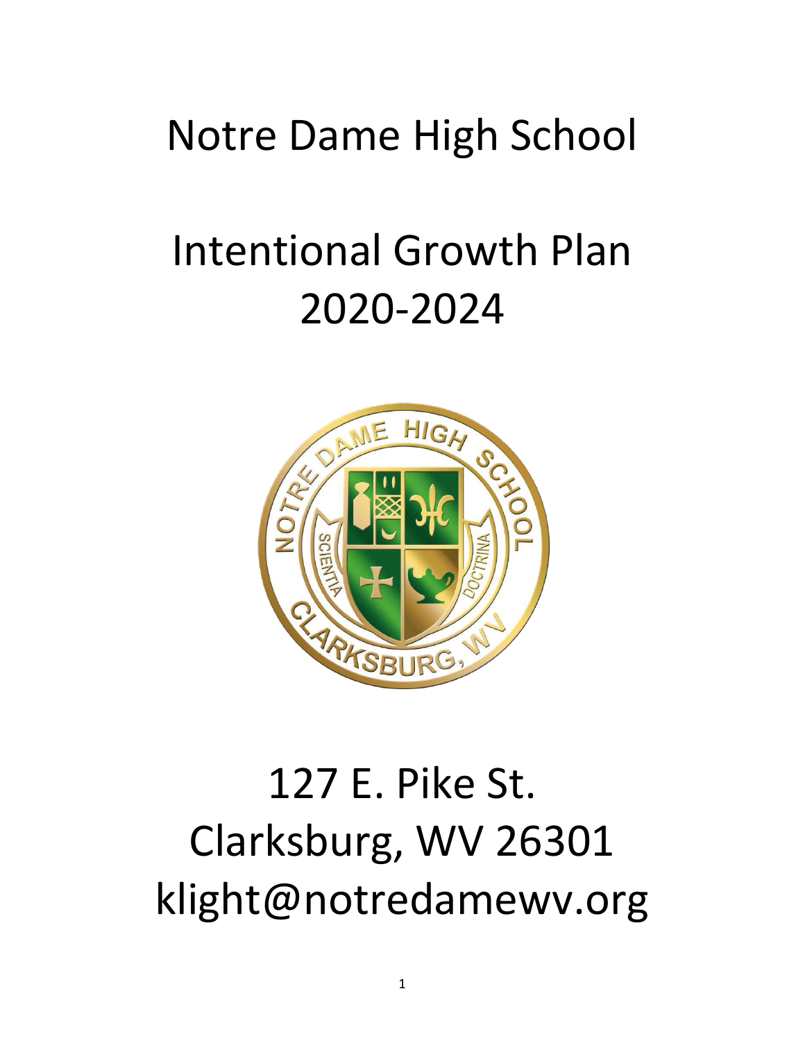# Notre Dame High School

# Intentional Growth Plan 2020-2024

127 E. Pike St.
Clarksburg, WV 26301
klight@notredamewv.org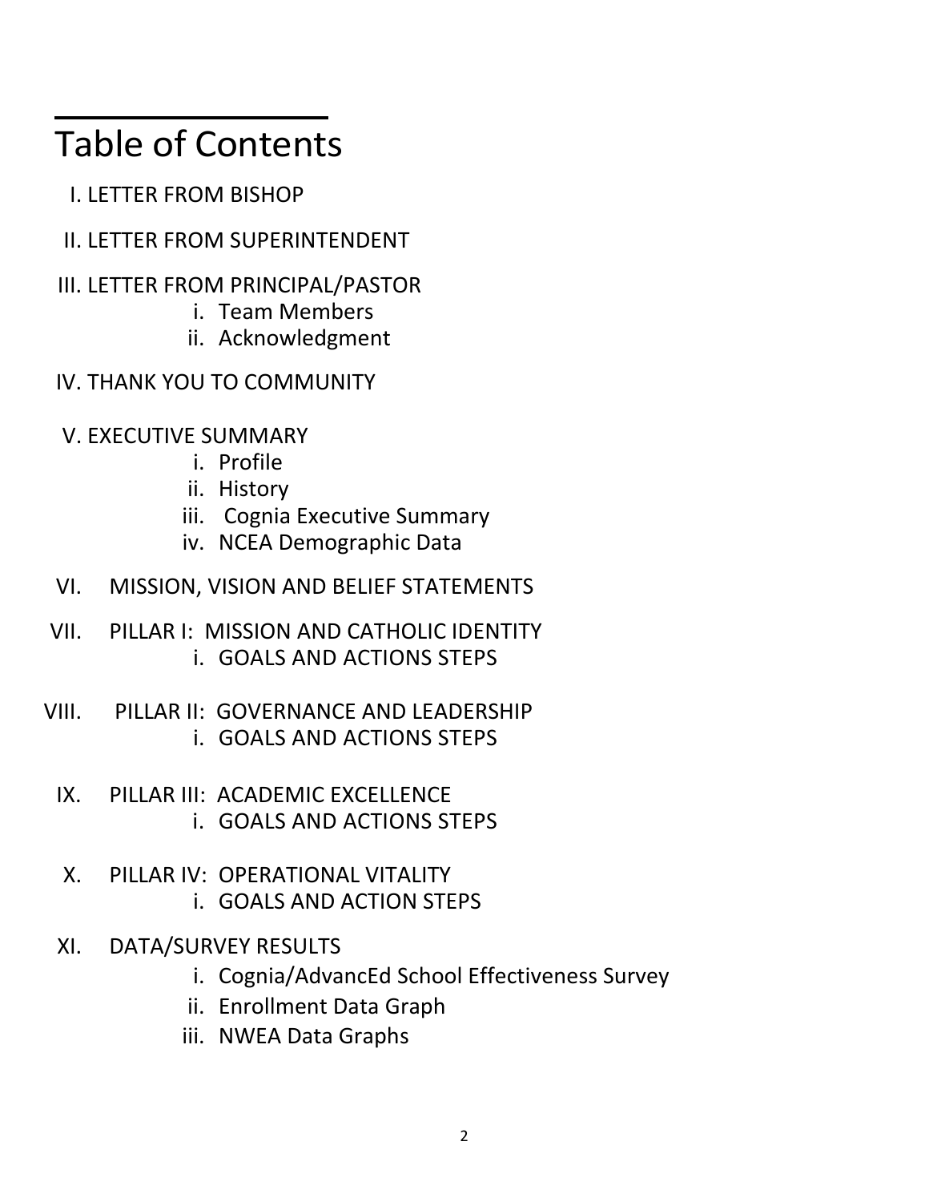# Table of Contents

I. LETTER FROM BISHOP

II. LETTER FROM SUPERINTENDENT

III. LETTER FROM PRINCIPAL/PASTOR
   i. Team Members
   ii. Acknowledgment

IV. THANK YOU TO COMMUNITY

V. EXECUTIVE SUMMARY
   i. Profile
   ii. History
   iii. Cognia Executive Summary
   iv. NCEA Demographic Data

VI. MISSION, VISION AND BELIEF STATEMENTS

VII. PILLAR I: MISSION AND CATHOLIC IDENTITY
   i. GOALS AND ACTIONS STEPS

VIII. PILLAR II: GOVERNANCE AND LEADERSHIP
   i. GOALS AND ACTIONS STEPS

IX. PILLAR III: ACADEMIC EXCELLENCE
   i. GOALS AND ACTIONS STEPS

X. PILLAR IV: OPERATIONAL VITALITY
   i. GOALS AND ACTION STEPS

XI. DATA/SURVEY RESULTS
   i. Cognia/AdvancEd School Effectiveness Survey
   ii. Enrollment Data Graph
   iii. NWEA Data Graphs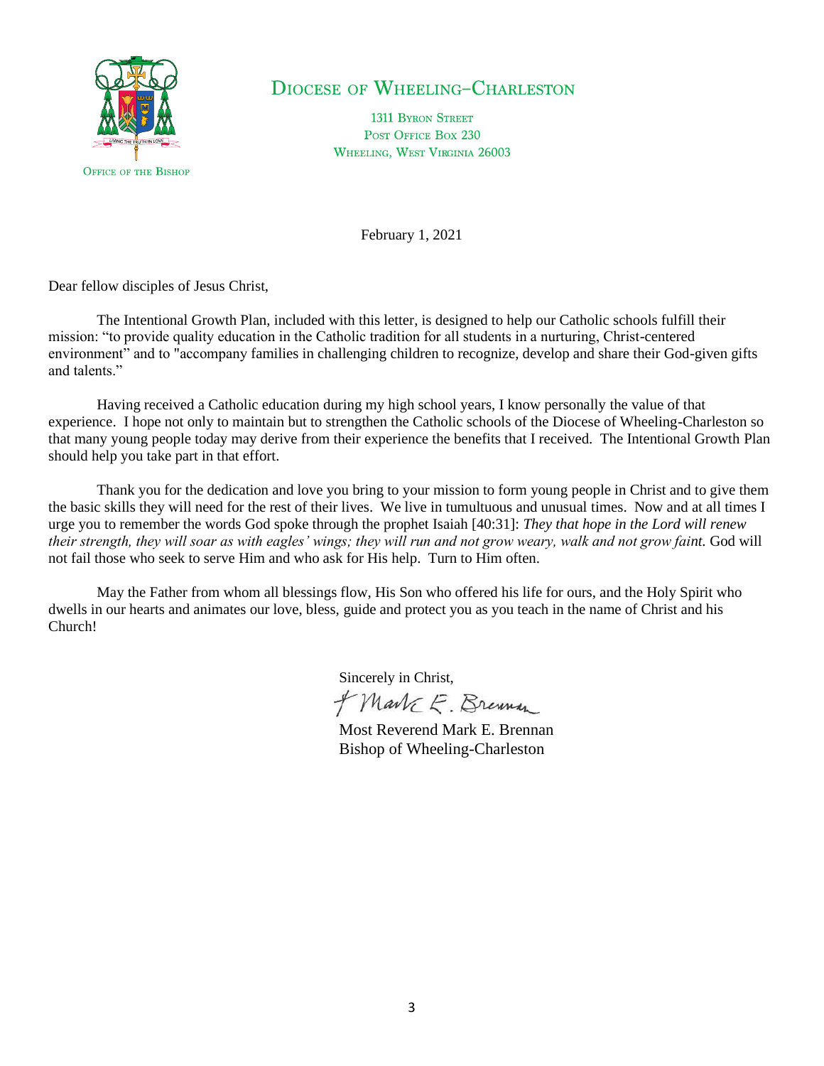# Diocese of Wheeling–Charleston

1311 Byron Street
Post Office Box 230
Wheeling, West Virginia 26003

Office of the Bishop

February 1, 2021

Dear fellow disciples of Jesus Christ,

The Intentional Growth Plan, included with this letter, is designed to help our Catholic schools fulfill their mission: "to provide quality education in the Catholic tradition for all students in a nurturing, Christ-centered environment" and to "accompany families in challenging children to recognize, develop and share their God-given gifts and talents."

Having received a Catholic education during my high school years, I know personally the value of that experience. I hope not only to maintain but to strengthen the Catholic schools of the Diocese of Wheeling-Charleston so that many young people today may derive from their experience the benefits that I received. The Intentional Growth Plan should help you take part in that effort.

Thank you for the dedication and love you bring to your mission to form young people in Christ and to give them the basic skills they will need for the rest of their lives. We live in tumultuous and unusual times. Now and at all times I urge you to remember the words God spoke through the prophet Isaiah [40:31]: *They that hope in the Lord will renew their strength, they will soar as with eagles' wings; they will run and not grow weary, walk and not grow faint.* God will not fail those who seek to serve Him and who ask for His help. Turn to Him often.

May the Father from whom all blessings flow, His Son who offered his life for ours, and the Holy Spirit who dwells in our hearts and animates our love, bless, guide and protect you as you teach in the name of Christ and his Church!

Sincerely in Christ,

+ Mark E. Brennan

Most Reverend Mark E. Brennan
Bishop of Wheeling-Charleston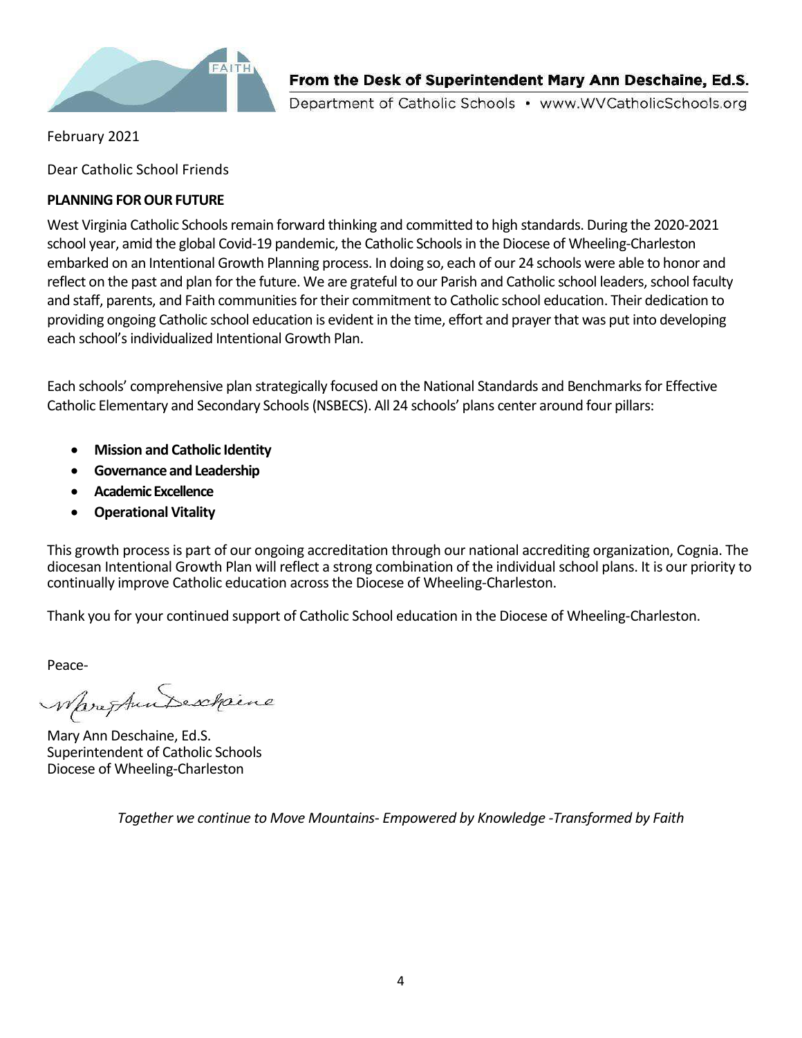**From the Desk of Superintendent Mary Ann Deschaine, Ed.S.**

Department of Catholic Schools • www.WVCatholicSchools.org

February 2021

Dear Catholic School Friends

**PLANNING FOR OUR FUTURE**

West Virginia Catholic Schools remain forward thinking and committed to high standards. During the 2020-2021 school year, amid the global Covid-19 pandemic, the Catholic Schools in the Diocese of Wheeling-Charleston embarked on an Intentional Growth Planning process. In doing so, each of our 24 schools were able to honor and reflect on the past and plan for the future. We are grateful to our Parish and Catholic school leaders, school faculty and staff, parents, and Faith communities for their commitment to Catholic school education. Their dedication to providing ongoing Catholic school education is evident in the time, effort and prayer that was put into developing each school's individualized Intentional Growth Plan.

Each schools' comprehensive plan strategically focused on the National Standards and Benchmarks for Effective Catholic Elementary and Secondary Schools (NSBECS). All 24 schools' plans center around four pillars:

- **Mission and Catholic Identity**
- **Governance and Leadership**
- **Academic Excellence**
- **Operational Vitality**

This growth process is part of our ongoing accreditation through our national accrediting organization, Cognia. The diocesan Intentional Growth Plan will reflect a strong combination of the individual school plans. It is our priority to continually improve Catholic education across the Diocese of Wheeling-Charleston.

Thank you for your continued support of Catholic School education in the Diocese of Wheeling-Charleston.

Peace-

*Mary Ann Deschaine*

Mary Ann Deschaine, Ed.S.
Superintendent of Catholic Schools
Diocese of Wheeling-Charleston

*Together we continue to Move Mountains- Empowered by Knowledge -Transformed by Faith*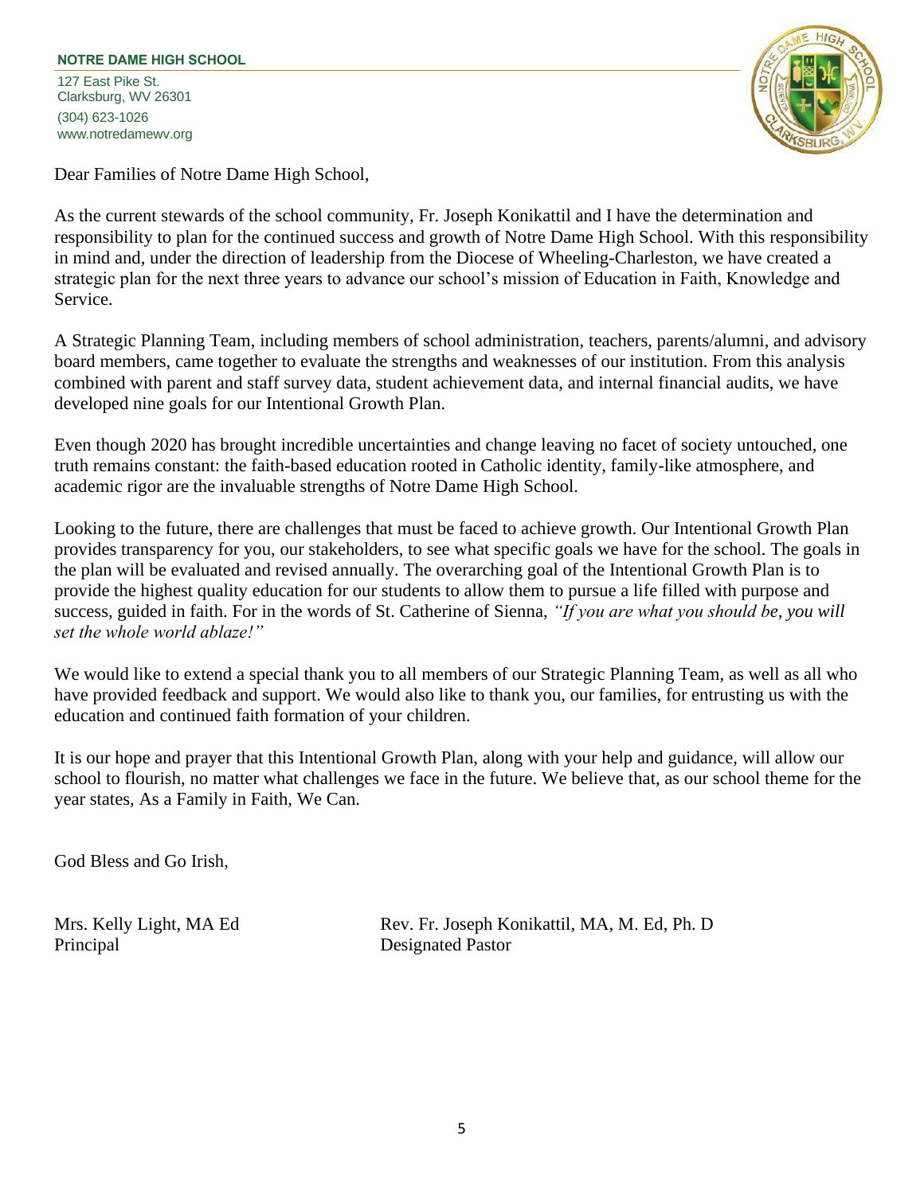**NOTRE DAME HIGH SCHOOL**

127 East Pike St.
Clarksburg, WV 26301
(304) 623-1026
www.notredamewv.org

Dear Families of Notre Dame High School,

As the current stewards of the school community, Fr. Joseph Konikattil and I have the determination and responsibility to plan for the continued success and growth of Notre Dame High School. With this responsibility in mind and, under the direction of leadership from the Diocese of Wheeling-Charleston, we have created a strategic plan for the next three years to advance our school's mission of Education in Faith, Knowledge and Service.

A Strategic Planning Team, including members of school administration, teachers, parents/alumni, and advisory board members, came together to evaluate the strengths and weaknesses of our institution. From this analysis combined with parent and staff survey data, student achievement data, and internal financial audits, we have developed nine goals for our Intentional Growth Plan.

Even though 2020 has brought incredible uncertainties and change leaving no facet of society untouched, one truth remains constant: the faith-based education rooted in Catholic identity, family-like atmosphere, and academic rigor are the invaluable strengths of Notre Dame High School.

Looking to the future, there are challenges that must be faced to achieve growth. Our Intentional Growth Plan provides transparency for you, our stakeholders, to see what specific goals we have for the school. The goals in the plan will be evaluated and revised annually. The overarching goal of the Intentional Growth Plan is to provide the highest quality education for our students to allow them to pursue a life filled with purpose and success, guided in faith. For in the words of St. Catherine of Sienna, *"If you are what you should be, you will set the whole world ablaze!"*

We would like to extend a special thank you to all members of our Strategic Planning Team, as well as all who have provided feedback and support. We would also like to thank you, our families, for entrusting us with the education and continued faith formation of your children.

It is our hope and prayer that this Intentional Growth Plan, along with your help and guidance, will allow our school to flourish, no matter what challenges we face in the future. We believe that, as our school theme for the year states, As a Family in Faith, We Can.

God Bless and Go Irish,

Mrs. Kelly Light, MA Ed
Principal

Rev. Fr. Joseph Konikattil, MA, M. Ed, Ph. D
Designated Pastor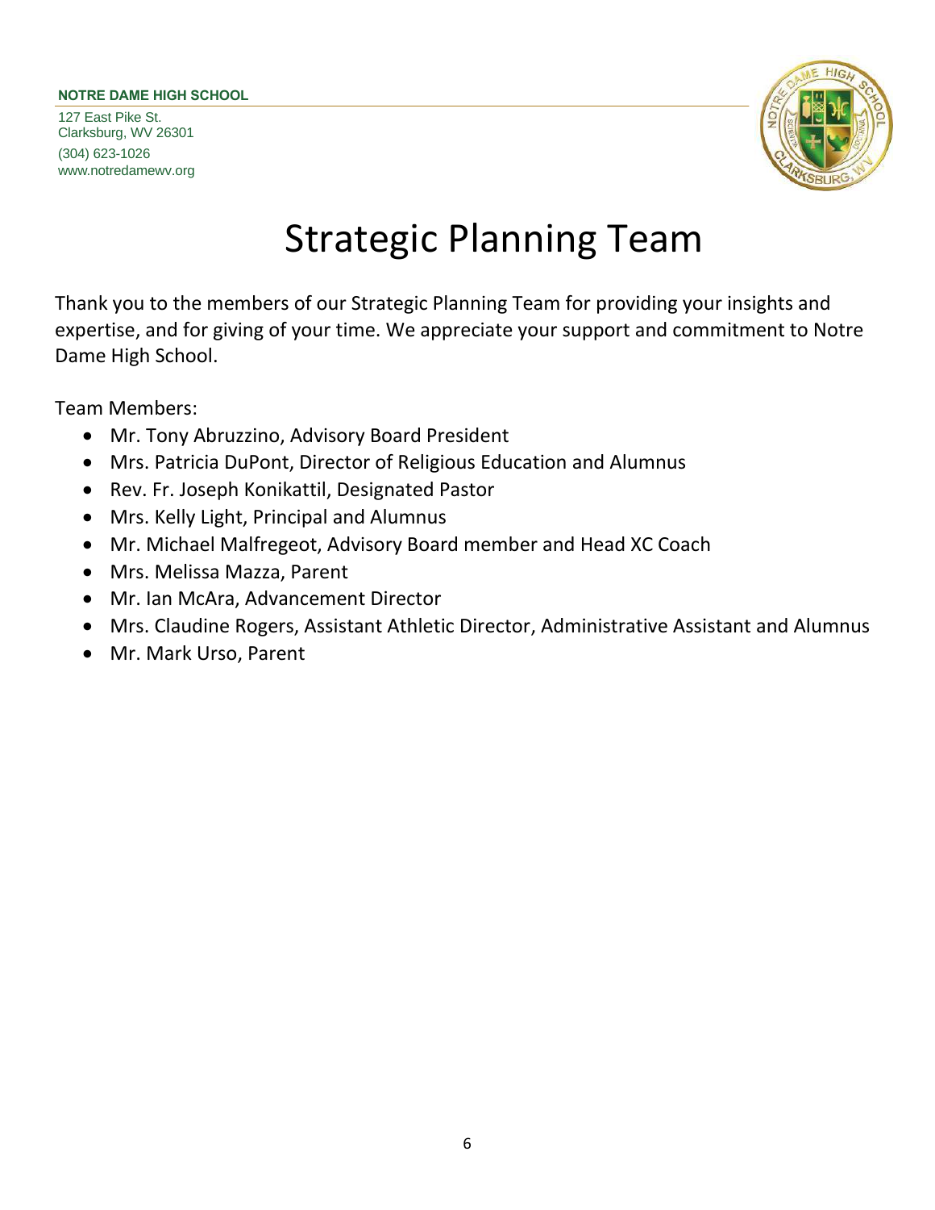# Strategic Planning Team

Thank you to the members of our Strategic Planning Team for providing your insights and expertise, and for giving of your time. We appreciate your support and commitment to Notre Dame High School.

Team Members:

- Mr. Tony Abruzzino, Advisory Board President
- Mrs. Patricia DuPont, Director of Religious Education and Alumnus
- Rev. Fr. Joseph Konikattil, Designated Pastor
- Mrs. Kelly Light, Principal and Alumnus
- Mr. Michael Malfregeot, Advisory Board member and Head XC Coach
- Mrs. Melissa Mazza, Parent
- Mr. Ian McAra, Advancement Director
- Mrs. Claudine Rogers, Assistant Athletic Director, Administrative Assistant and Alumnus
- Mr. Mark Urso, Parent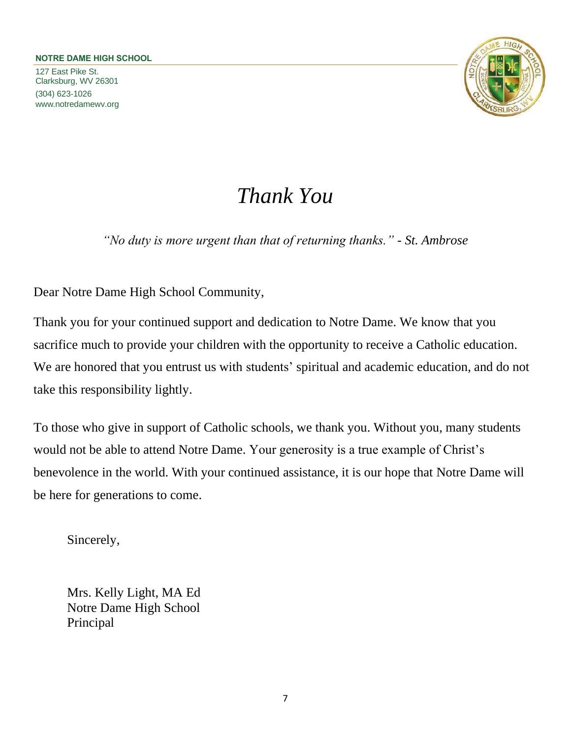**NOTRE DAME HIGH SCHOOL**

127 East Pike St.
Clarksburg, WV 26301
(304) 623-1026
www.notredamewv.org

# *Thank You*

*"No duty is more urgent than that of returning thanks." - St. Ambrose*

Dear Notre Dame High School Community,

Thank you for your continued support and dedication to Notre Dame. We know that you sacrifice much to provide your children with the opportunity to receive a Catholic education. We are honored that you entrust us with students' spiritual and academic education, and do not take this responsibility lightly.

To those who give in support of Catholic schools, we thank you. Without you, many students would not be able to attend Notre Dame. Your generosity is a true example of Christ's benevolence in the world. With your continued assistance, it is our hope that Notre Dame will be here for generations to come.

Sincerely,

Mrs. Kelly Light, MA Ed
Notre Dame High School
Principal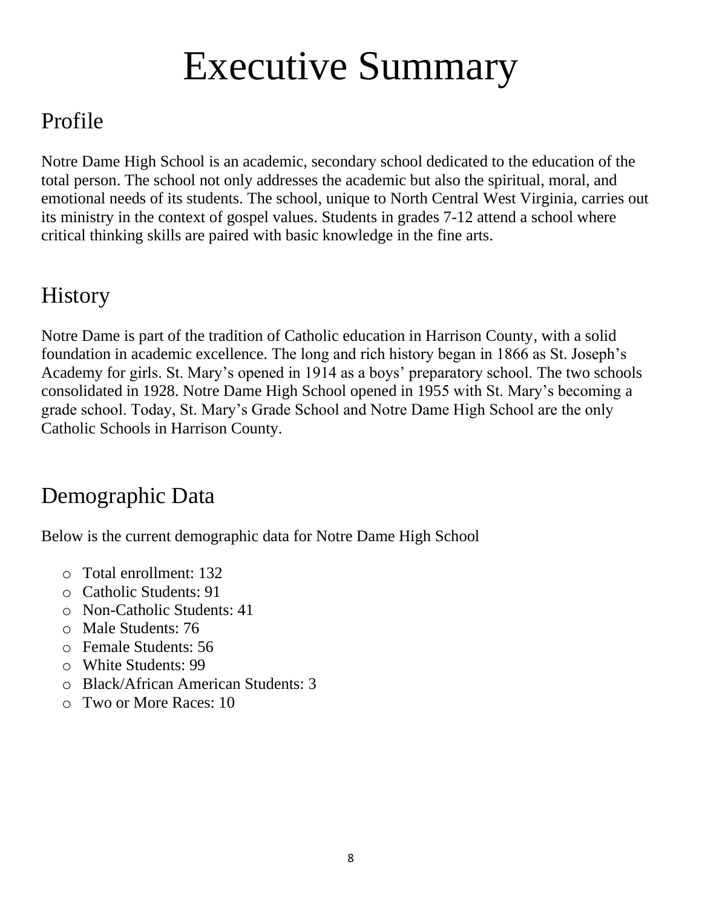# Executive Summary

## Profile

Notre Dame High School is an academic, secondary school dedicated to the education of the total person. The school not only addresses the academic but also the spiritual, moral, and emotional needs of its students. The school, unique to North Central West Virginia, carries out its ministry in the context of gospel values. Students in grades 7-12 attend a school where critical thinking skills are paired with basic knowledge in the fine arts.

## History

Notre Dame is part of the tradition of Catholic education in Harrison County, with a solid foundation in academic excellence. The long and rich history began in 1866 as St. Joseph's Academy for girls. St. Mary's opened in 1914 as a boys' preparatory school. The two schools consolidated in 1928. Notre Dame High School opened in 1955 with St. Mary's becoming a grade school. Today, St. Mary's Grade School and Notre Dame High School are the only Catholic Schools in Harrison County.

## Demographic Data

Below is the current demographic data for Notre Dame High School

- Total enrollment: 132
- Catholic Students: 91
- Non-Catholic Students: 41
- Male Students: 76
- Female Students: 56
- White Students: 99
- Black/African American Students: 3
- Two or More Races: 10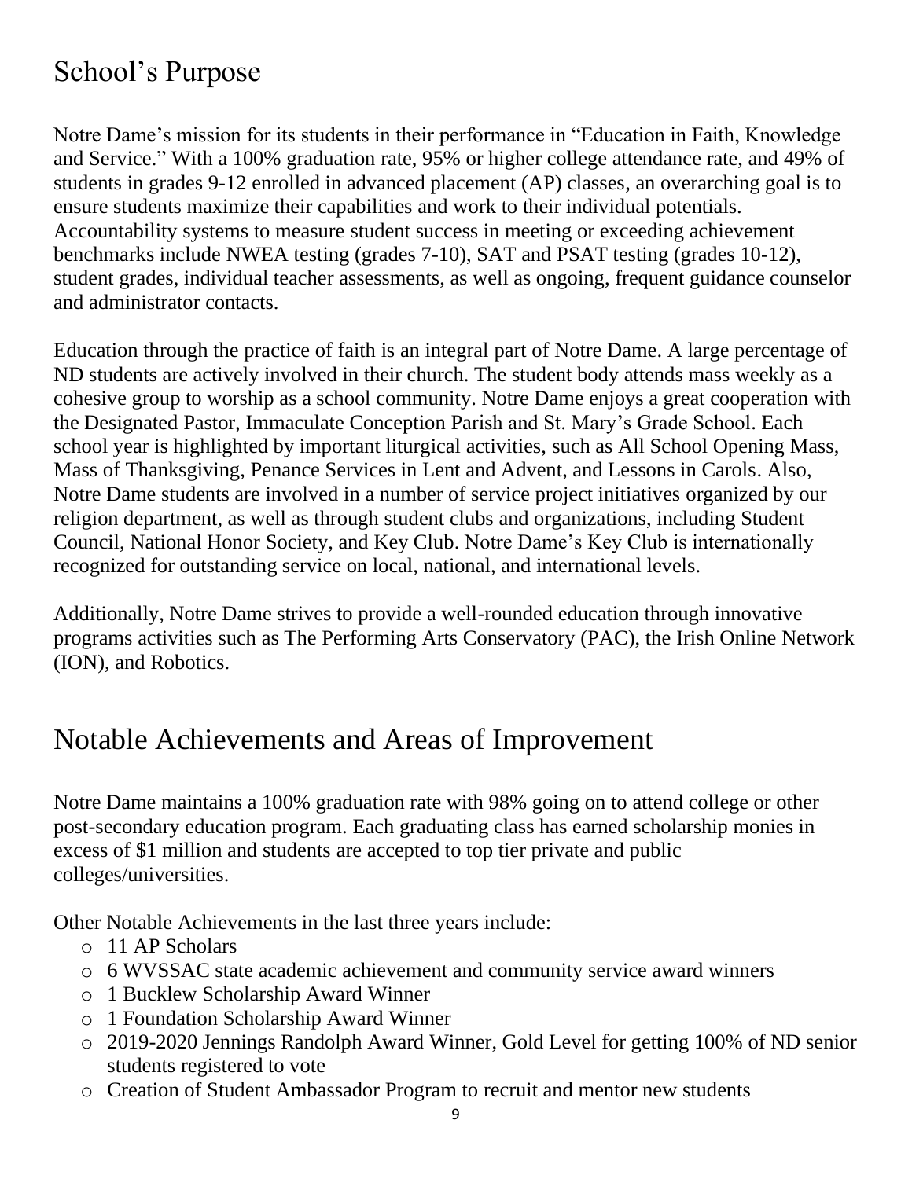# School's Purpose

Notre Dame's mission for its students in their performance in "Education in Faith, Knowledge and Service." With a 100% graduation rate, 95% or higher college attendance rate, and 49% of students in grades 9-12 enrolled in advanced placement (AP) classes, an overarching goal is to ensure students maximize their capabilities and work to their individual potentials. Accountability systems to measure student success in meeting or exceeding achievement benchmarks include NWEA testing (grades 7-10), SAT and PSAT testing (grades 10-12), student grades, individual teacher assessments, as well as ongoing, frequent guidance counselor and administrator contacts.

Education through the practice of faith is an integral part of Notre Dame. A large percentage of ND students are actively involved in their church. The student body attends mass weekly as a cohesive group to worship as a school community. Notre Dame enjoys a great cooperation with the Designated Pastor, Immaculate Conception Parish and St. Mary's Grade School. Each school year is highlighted by important liturgical activities, such as All School Opening Mass, Mass of Thanksgiving, Penance Services in Lent and Advent, and Lessons in Carols. Also, Notre Dame students are involved in a number of service project initiatives organized by our religion department, as well as through student clubs and organizations, including Student Council, National Honor Society, and Key Club. Notre Dame's Key Club is internationally recognized for outstanding service on local, national, and international levels.

Additionally, Notre Dame strives to provide a well-rounded education through innovative programs activities such as The Performing Arts Conservatory (PAC), the Irish Online Network (ION), and Robotics.

# Notable Achievements and Areas of Improvement

Notre Dame maintains a 100% graduation rate with 98% going on to attend college or other post-secondary education program. Each graduating class has earned scholarship monies in excess of $1 million and students are accepted to top tier private and public colleges/universities.

Other Notable Achievements in the last three years include:

- 11 AP Scholars
- 6 WVSSAC state academic achievement and community service award winners
- 1 Bucklew Scholarship Award Winner
- 1 Foundation Scholarship Award Winner
- 2019-2020 Jennings Randolph Award Winner, Gold Level for getting 100% of ND senior students registered to vote
- Creation of Student Ambassador Program to recruit and mentor new students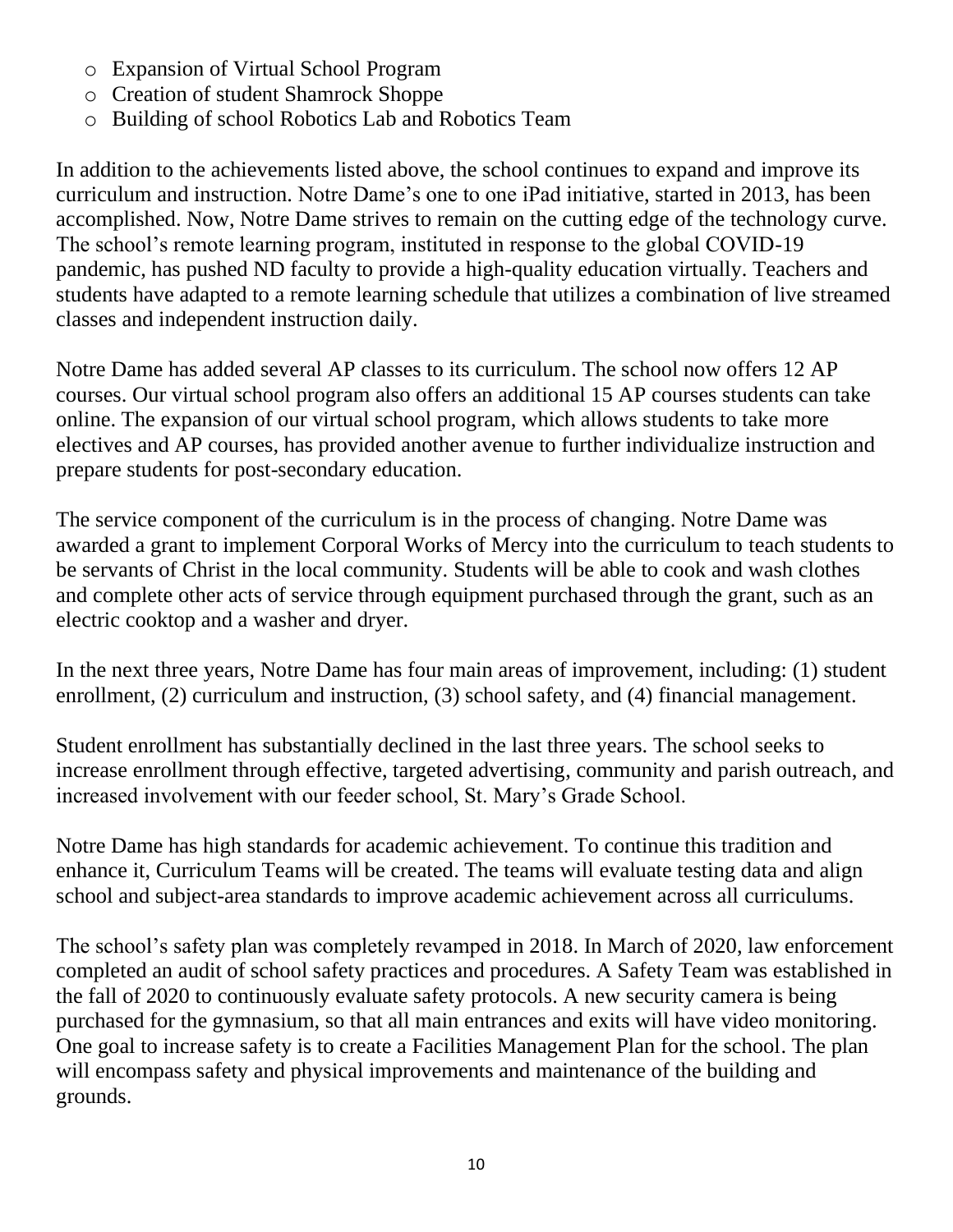- Expansion of Virtual School Program
- Creation of student Shamrock Shoppe
- Building of school Robotics Lab and Robotics Team

In addition to the achievements listed above, the school continues to expand and improve its curriculum and instruction. Notre Dame's one to one iPad initiative, started in 2013, has been accomplished. Now, Notre Dame strives to remain on the cutting edge of the technology curve. The school's remote learning program, instituted in response to the global COVID-19 pandemic, has pushed ND faculty to provide a high-quality education virtually. Teachers and students have adapted to a remote learning schedule that utilizes a combination of live streamed classes and independent instruction daily.

Notre Dame has added several AP classes to its curriculum. The school now offers 12 AP courses. Our virtual school program also offers an additional 15 AP courses students can take online. The expansion of our virtual school program, which allows students to take more electives and AP courses, has provided another avenue to further individualize instruction and prepare students for post-secondary education.

The service component of the curriculum is in the process of changing. Notre Dame was awarded a grant to implement Corporal Works of Mercy into the curriculum to teach students to be servants of Christ in the local community. Students will be able to cook and wash clothes and complete other acts of service through equipment purchased through the grant, such as an electric cooktop and a washer and dryer.

In the next three years, Notre Dame has four main areas of improvement, including: (1) student enrollment, (2) curriculum and instruction, (3) school safety, and (4) financial management.

Student enrollment has substantially declined in the last three years. The school seeks to increase enrollment through effective, targeted advertising, community and parish outreach, and increased involvement with our feeder school, St. Mary's Grade School.

Notre Dame has high standards for academic achievement. To continue this tradition and enhance it, Curriculum Teams will be created. The teams will evaluate testing data and align school and subject-area standards to improve academic achievement across all curriculums.

The school's safety plan was completely revamped in 2018. In March of 2020, law enforcement completed an audit of school safety practices and procedures. A Safety Team was established in the fall of 2020 to continuously evaluate safety protocols. A new security camera is being purchased for the gymnasium, so that all main entrances and exits will have video monitoring. One goal to increase safety is to create a Facilities Management Plan for the school. The plan will encompass safety and physical improvements and maintenance of the building and grounds.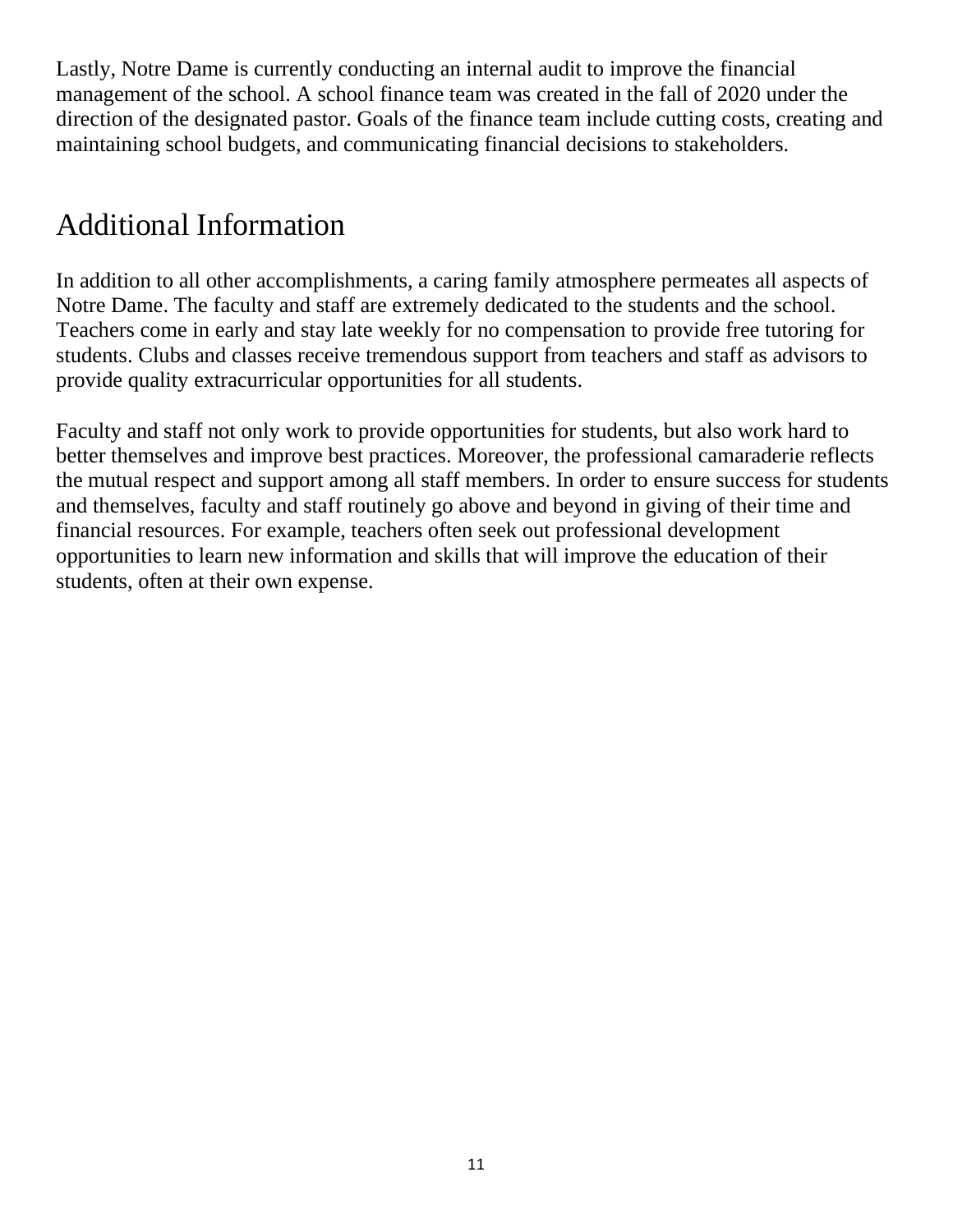Lastly, Notre Dame is currently conducting an internal audit to improve the financial management of the school. A school finance team was created in the fall of 2020 under the direction of the designated pastor. Goals of the finance team include cutting costs, creating and maintaining school budgets, and communicating financial decisions to stakeholders.

## Additional Information

In addition to all other accomplishments, a caring family atmosphere permeates all aspects of Notre Dame. The faculty and staff are extremely dedicated to the students and the school. Teachers come in early and stay late weekly for no compensation to provide free tutoring for students. Clubs and classes receive tremendous support from teachers and staff as advisors to provide quality extracurricular opportunities for all students.

Faculty and staff not only work to provide opportunities for students, but also work hard to better themselves and improve best practices. Moreover, the professional camaraderie reflects the mutual respect and support among all staff members. In order to ensure success for students and themselves, faculty and staff routinely go above and beyond in giving of their time and financial resources. For example, teachers often seek out professional development opportunities to learn new information and skills that will improve the education of their students, often at their own expense.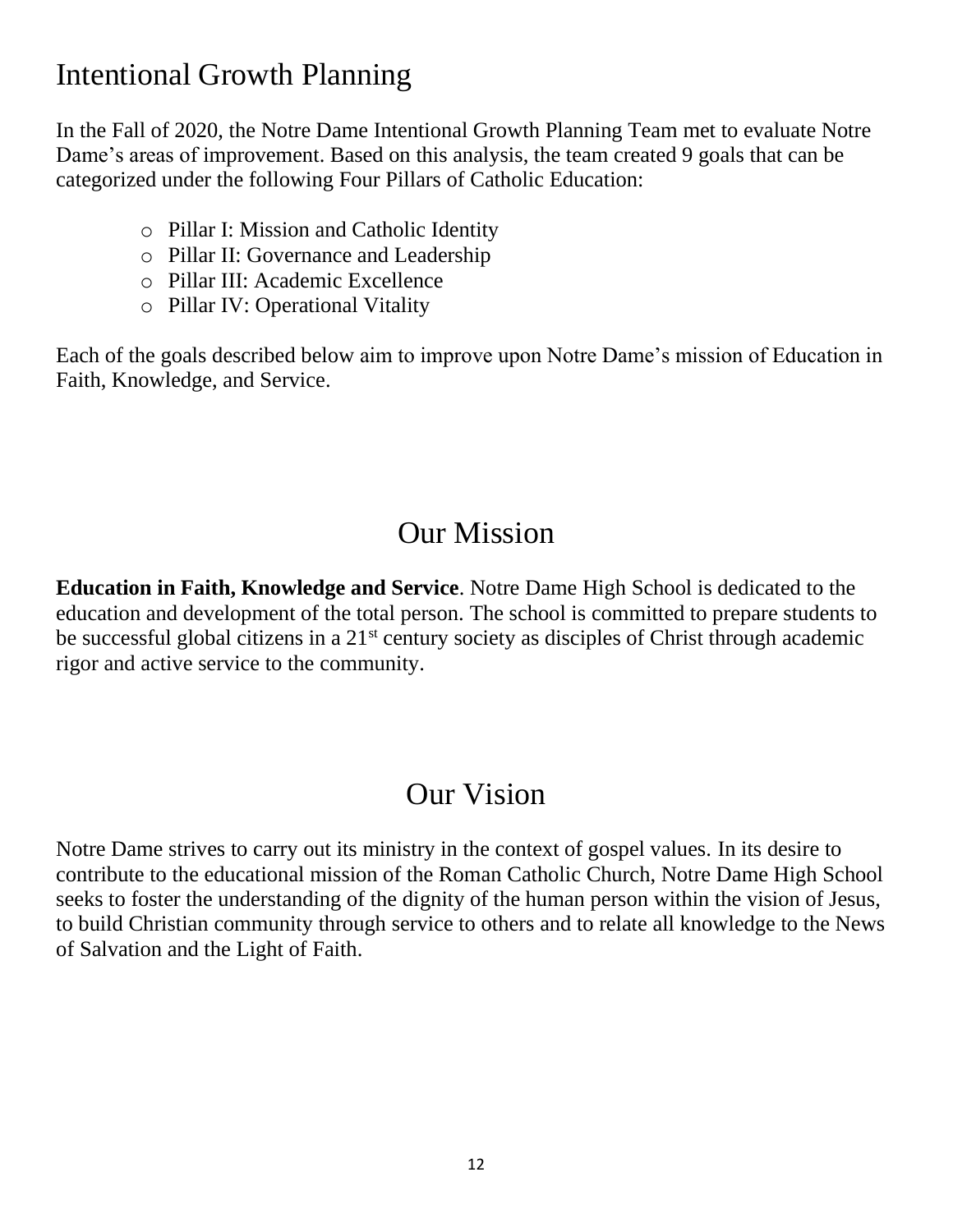# Intentional Growth Planning

In the Fall of 2020, the Notre Dame Intentional Growth Planning Team met to evaluate Notre Dame's areas of improvement. Based on this analysis, the team created 9 goals that can be categorized under the following Four Pillars of Catholic Education:

- Pillar I: Mission and Catholic Identity
- Pillar II: Governance and Leadership
- Pillar III: Academic Excellence
- Pillar IV: Operational Vitality

Each of the goals described below aim to improve upon Notre Dame's mission of Education in Faith, Knowledge, and Service.

## Our Mission

**Education in Faith, Knowledge and Service**. Notre Dame High School is dedicated to the education and development of the total person. The school is committed to prepare students to be successful global citizens in a 21st century society as disciples of Christ through academic rigor and active service to the community.

## Our Vision

Notre Dame strives to carry out its ministry in the context of gospel values. In its desire to contribute to the educational mission of the Roman Catholic Church, Notre Dame High School seeks to foster the understanding of the dignity of the human person within the vision of Jesus, to build Christian community through service to others and to relate all knowledge to the News of Salvation and the Light of Faith.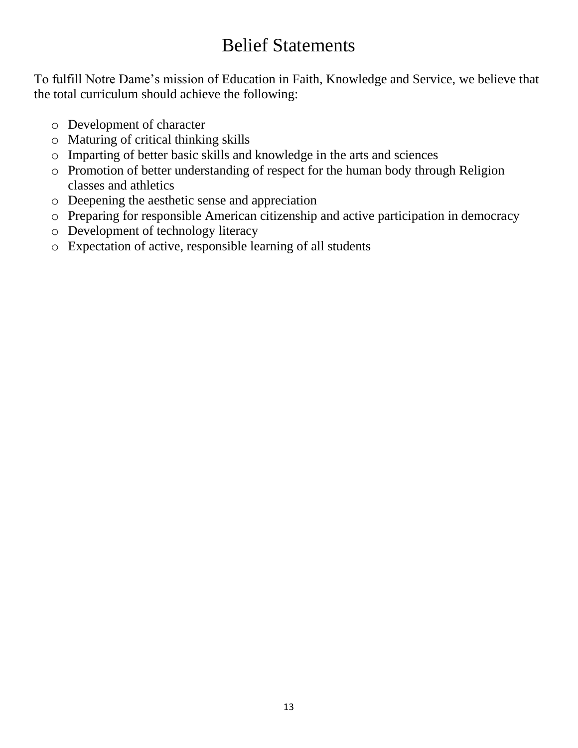# Belief Statements

To fulfill Notre Dame's mission of Education in Faith, Knowledge and Service, we believe that the total curriculum should achieve the following:

- Development of character
- Maturing of critical thinking skills
- Imparting of better basic skills and knowledge in the arts and sciences
- Promotion of better understanding of respect for the human body through Religion classes and athletics
- Deepening the aesthetic sense and appreciation
- Preparing for responsible American citizenship and active participation in democracy
- Development of technology literacy
- Expectation of active, responsible learning of all students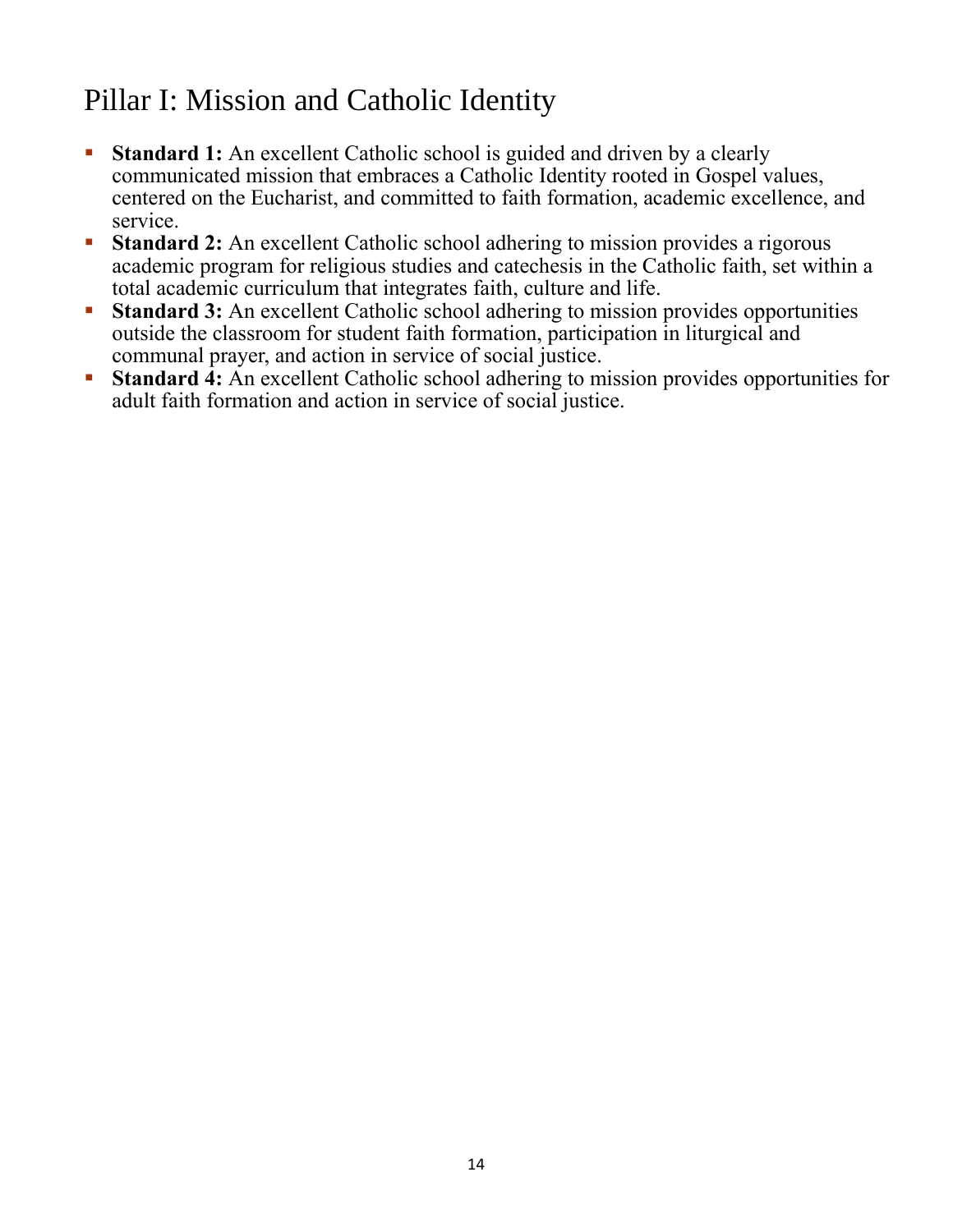# Pillar I: Mission and Catholic Identity

- **Standard 1:** An excellent Catholic school is guided and driven by a clearly communicated mission that embraces a Catholic Identity rooted in Gospel values, centered on the Eucharist, and committed to faith formation, academic excellence, and service.
- **Standard 2:** An excellent Catholic school adhering to mission provides a rigorous academic program for religious studies and catechesis in the Catholic faith, set within a total academic curriculum that integrates faith, culture and life.
- **Standard 3:** An excellent Catholic school adhering to mission provides opportunities outside the classroom for student faith formation, participation in liturgical and communal prayer, and action in service of social justice.
- **Standard 4:** An excellent Catholic school adhering to mission provides opportunities for adult faith formation and action in service of social justice.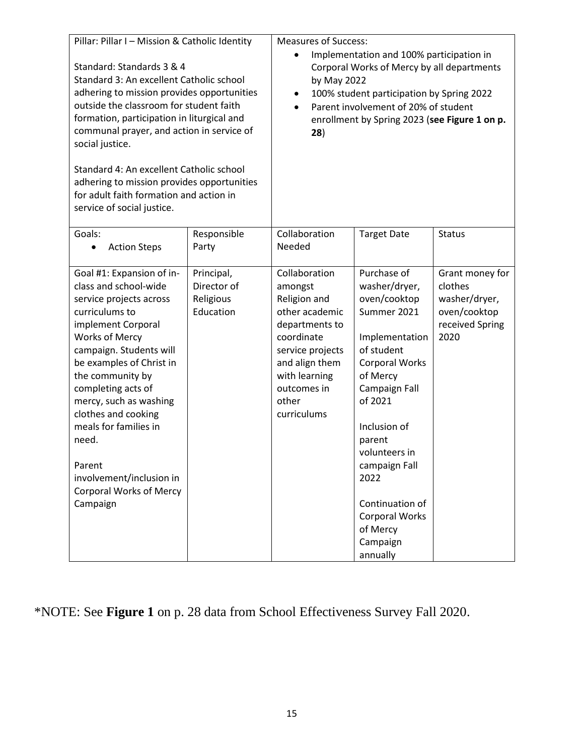| Pillar: Pillar I – Mission & Catholic Identity<br><br>Standard: Standards 3 & 4<br>Standard 3: An excellent Catholic school adhering to mission provides opportunities outside the classroom for student faith formation, participation in liturgical and communal prayer, and action in service of social justice.<br><br>Standard 4: An excellent Catholic school adhering to mission provides opportunities for adult faith formation and action in service of social justice. | | Measures of Success:<br>• Implementation and 100% participation in Corporal Works of Mercy by all departments by May 2022<br>• 100% student participation by Spring 2022<br>• Parent involvement of 20% of student enrollment by Spring 2023 (**see Figure 1 on p. 28**) | | |
|---|---|---|---|---|
| Goals:<br>• Action Steps | Responsible Party | Collaboration Needed | Target Date | Status |
| Goal #1: Expansion of in-class and school-wide service projects across curriculums to implement Corporal Works of Mercy campaign. Students will be examples of Christ in the community by completing acts of mercy, such as washing clothes and cooking meals for families in need.<br><br>Parent involvement/inclusion in Corporal Works of Mercy Campaign | Principal, Director of Religious Education | Collaboration amongst Religion and other academic departments to coordinate service projects and align them with learning outcomes in other curriculums | Purchase of washer/dryer, oven/cooktop Summer 2021<br><br>Implementation of student Corporal Works of Mercy Campaign Fall of 2021<br><br>Inclusion of parent volunteers in campaign Fall 2022<br><br>Continuation of Corporal Works of Mercy Campaign annually | Grant money for clothes washer/dryer, oven/cooktop received Spring 2020 |

*NOTE: See **Figure 1** on p. 28 data from School Effectiveness Survey Fall 2020.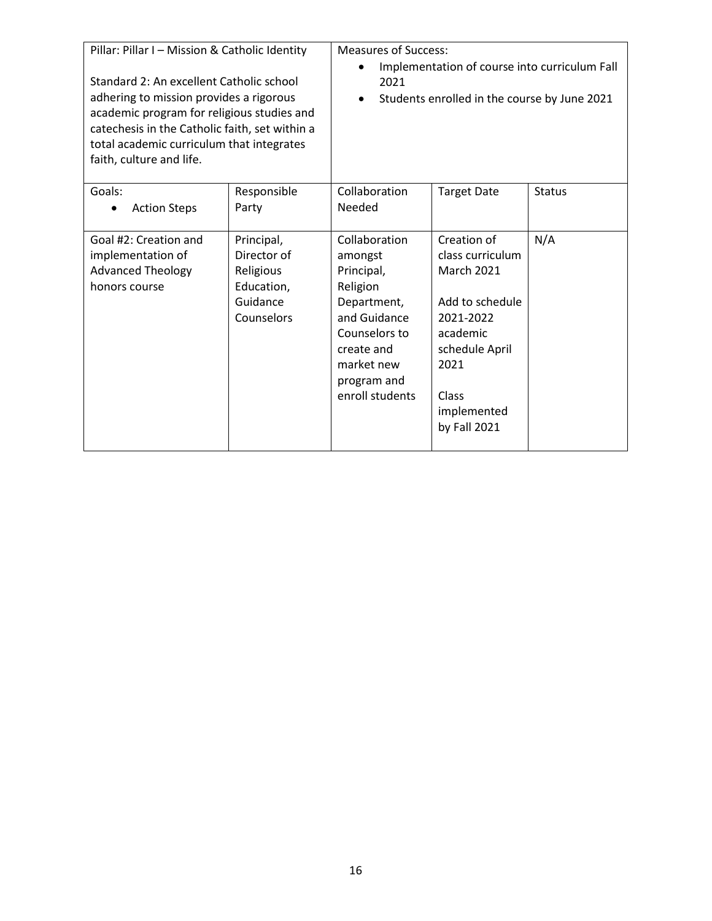| Pillar: Pillar I – Mission & Catholic Identity<br><br>Standard 2: An excellent Catholic school adhering to mission provides a rigorous academic program for religious studies and catechesis in the Catholic faith, set within a total academic curriculum that integrates faith, culture and life. | | Measures of Success:<br>• Implementation of course into curriculum Fall 2021<br>• Students enrolled in the course by June 2021 | | |
|---|---|---|---|---|
| Goals:<br>• Action Steps | Responsible Party | Collaboration Needed | Target Date | Status |
| Goal #2: Creation and implementation of Advanced Theology honors course | Principal, Director of Religious Education, Guidance Counselors | Collaboration amongst Principal, Religion Department, and Guidance Counselors to create and market new program and enroll students | Creation of class curriculum March 2021<br><br>Add to schedule 2021-2022 academic schedule April 2021<br><br>Class implemented by Fall 2021 | N/A |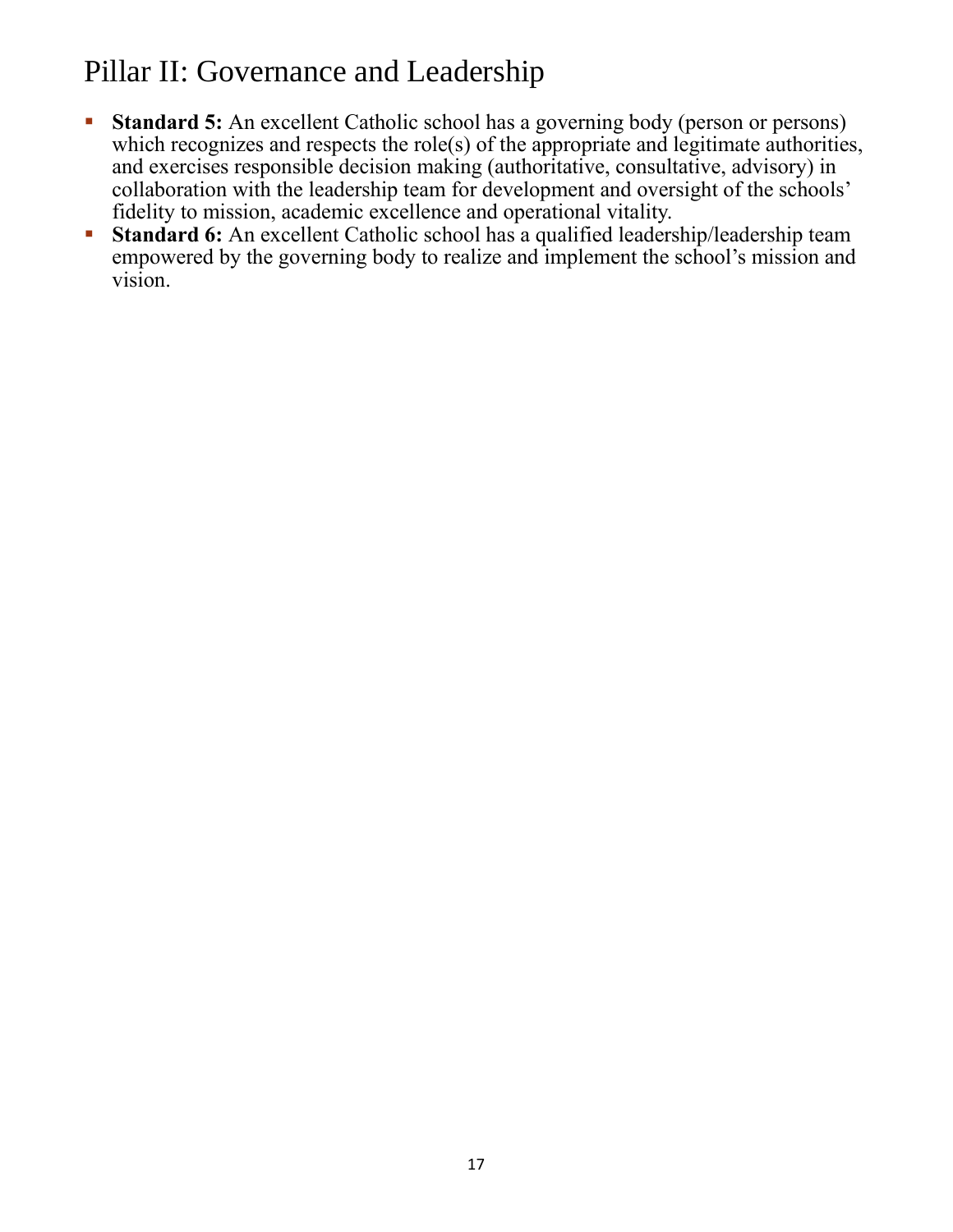# Pillar II: Governance and Leadership

- **Standard 5:** An excellent Catholic school has a governing body (person or persons) which recognizes and respects the role(s) of the appropriate and legitimate authorities, and exercises responsible decision making (authoritative, consultative, advisory) in collaboration with the leadership team for development and oversight of the schools' fidelity to mission, academic excellence and operational vitality.
- **Standard 6:** An excellent Catholic school has a qualified leadership/leadership team empowered by the governing body to realize and implement the school's mission and vision.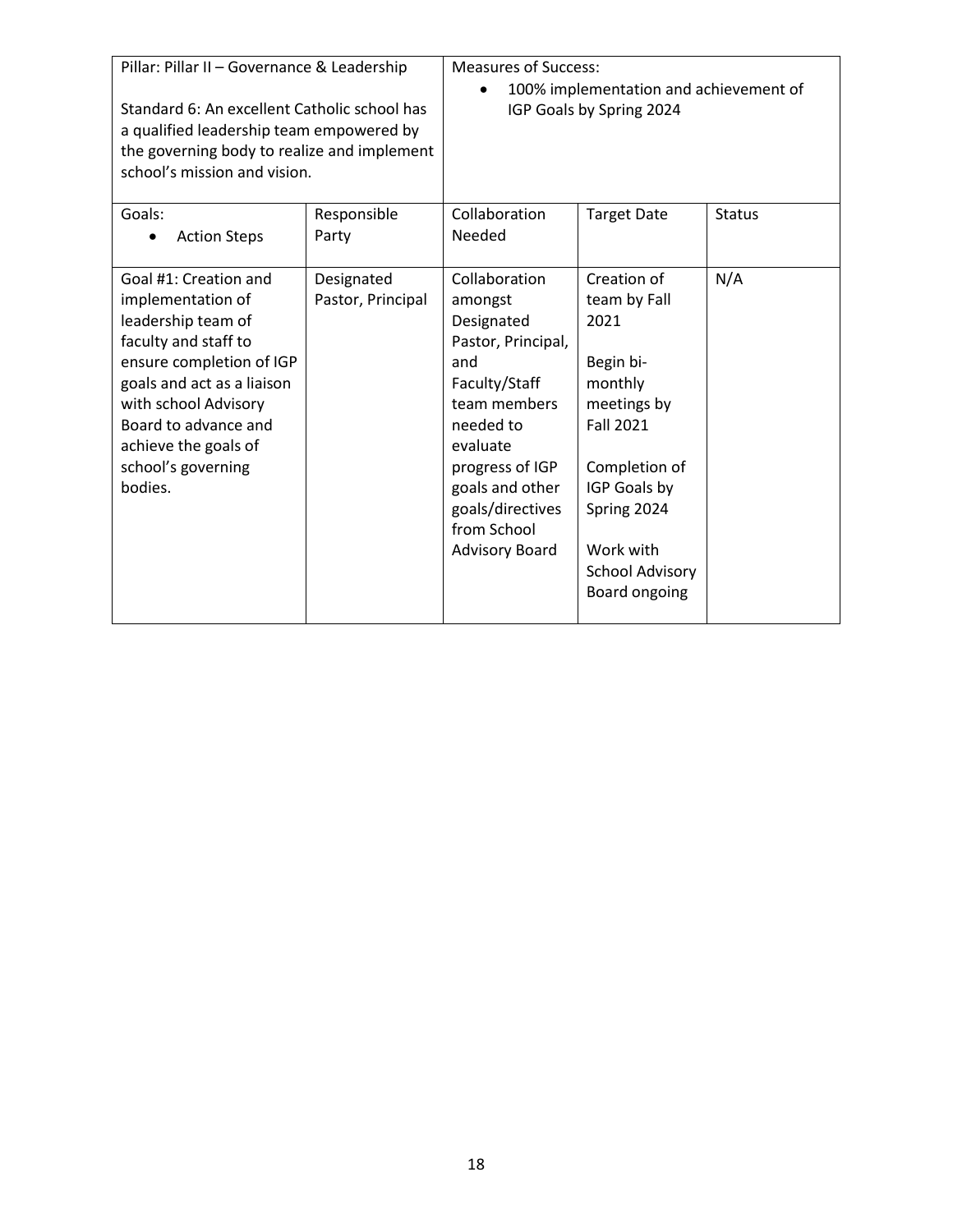| Pillar: Pillar II – Governance & Leadership<br><br>Standard 6: An excellent Catholic school has a qualified leadership team empowered by the governing body to realize and implement school's mission and vision. | | Measures of Success:<br>• 100% implementation and achievement of IGP Goals by Spring 2024 | | |
|---|---|---|---|---|
| Goals:<br>• Action Steps | Responsible Party | Collaboration Needed | Target Date | Status |
| Goal #1: Creation and implementation of leadership team of faculty and staff to ensure completion of IGP goals and act as a liaison with school Advisory Board to advance and achieve the goals of school's governing bodies. | Designated Pastor, Principal | Collaboration amongst Designated Pastor, Principal, and Faculty/Staff team members needed to evaluate progress of IGP goals and other goals/directives from School Advisory Board | Creation of team by Fall 2021<br><br>Begin bi-monthly meetings by Fall 2021<br><br>Completion of IGP Goals by Spring 2024<br><br>Work with School Advisory Board ongoing | N/A |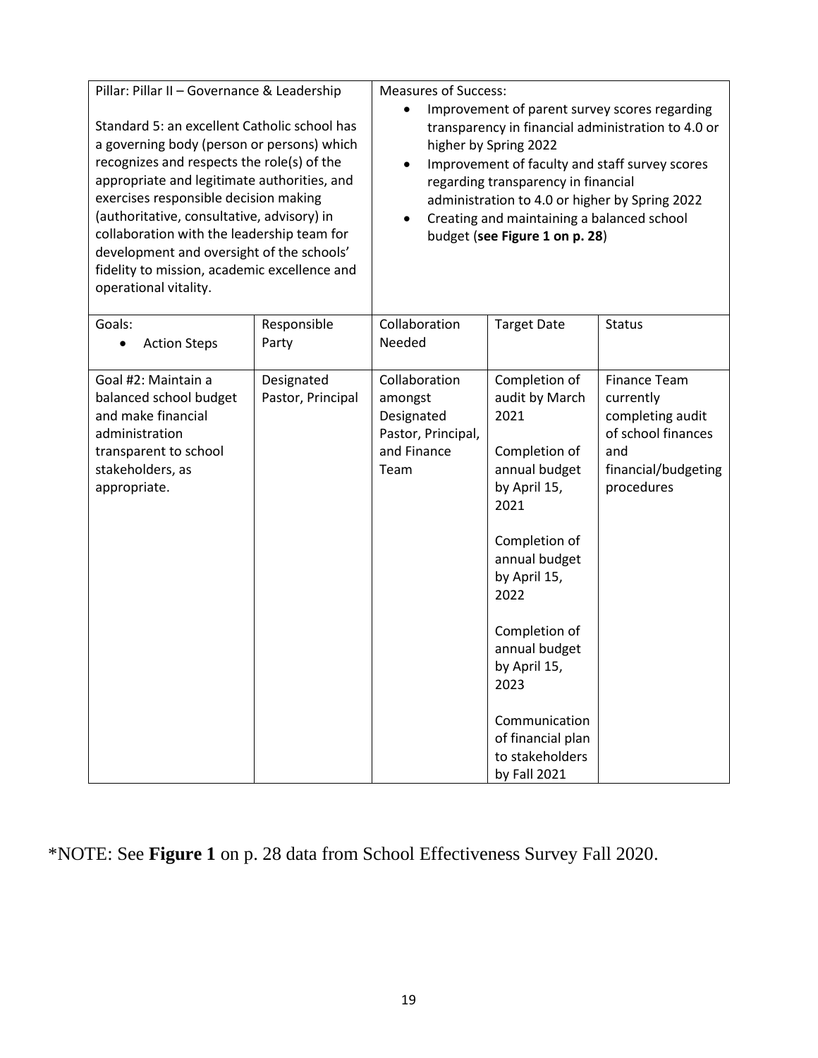| Pillar: Pillar II – Governance & Leadership<br><br>Standard 5: an excellent Catholic school has a governing body (person or persons) which recognizes and respects the role(s) of the appropriate and legitimate authorities, and exercises responsible decision making (authoritative, consultative, advisory) in collaboration with the leadership team for development and oversight of the schools' fidelity to mission, academic excellence and operational vitality. | | Measures of Success:<br>• Improvement of parent survey scores regarding transparency in financial administration to 4.0 or higher by Spring 2022<br>• Improvement of faculty and staff survey scores regarding transparency in financial administration to 4.0 or higher by Spring 2022<br>• Creating and maintaining a balanced school budget (**see Figure 1 on p. 28**) | | |
|---|---|---|---|---|
| Goals:<br>• Action Steps | Responsible Party | Collaboration Needed | Target Date | Status |
| Goal #2: Maintain a balanced school budget and make financial administration transparent to school stakeholders, as appropriate. | Designated Pastor, Principal | Collaboration amongst Designated Pastor, Principal, and Finance Team | Completion of audit by March 2021<br><br>Completion of annual budget by April 15, 2021<br><br>Completion of annual budget by April 15, 2022<br><br>Completion of annual budget by April 15, 2023<br><br>Communication of financial plan to stakeholders by Fall 2021 | Finance Team currently completing audit of school finances and financial/budgeting procedures |

*NOTE: See **Figure 1** on p. 28 data from School Effectiveness Survey Fall 2020.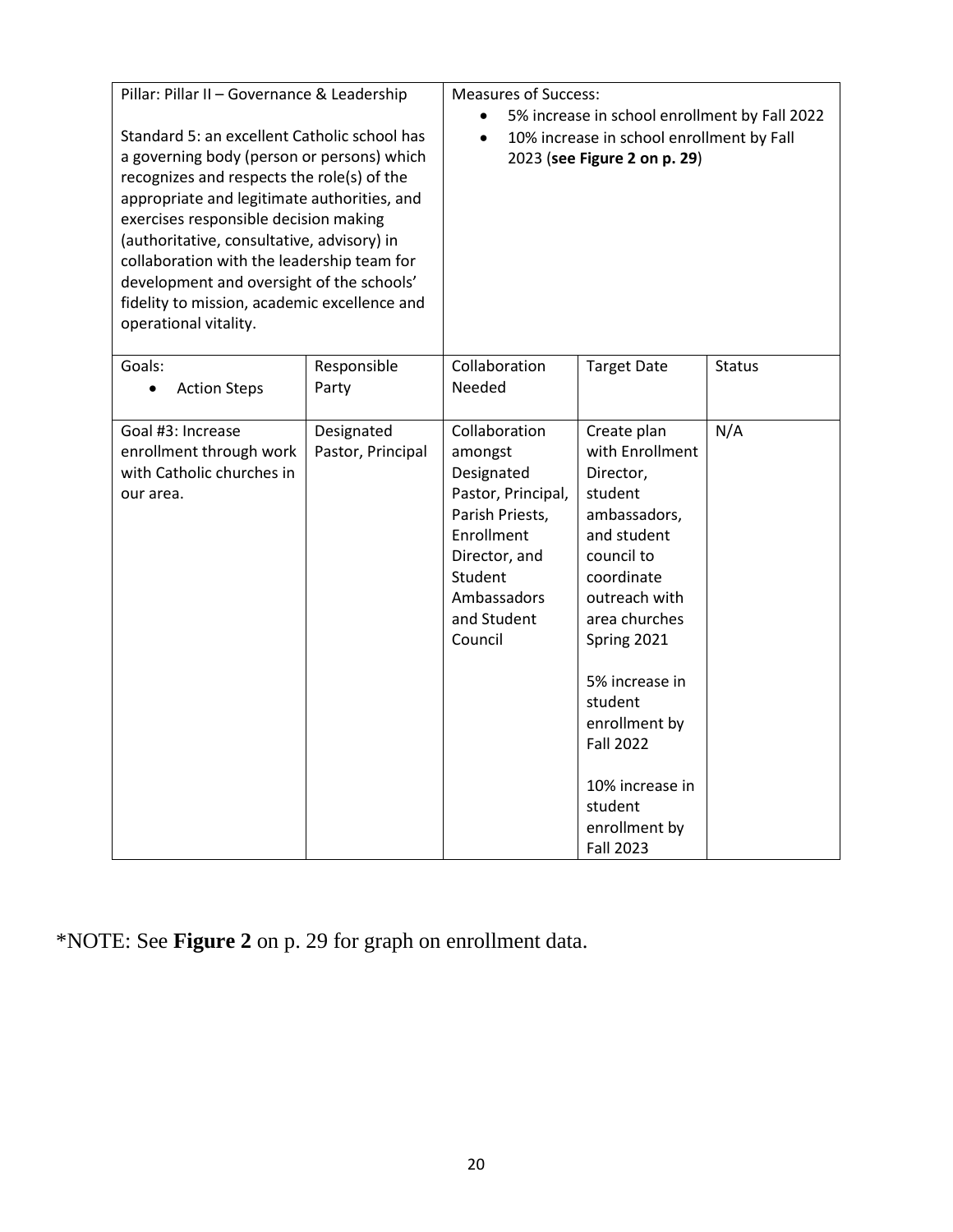| Pillar: Pillar II – Governance & Leadership<br><br>Standard 5: an excellent Catholic school has a governing body (person or persons) which recognizes and respects the role(s) of the appropriate and legitimate authorities, and exercises responsible decision making (authoritative, consultative, advisory) in collaboration with the leadership team for development and oversight of the schools' fidelity to mission, academic excellence and operational vitality. | | Measures of Success:<br>• 5% increase in school enrollment by Fall 2022<br>• 10% increase in school enrollment by Fall 2023 (**see Figure 2 on p. 29**) | | |
|---|---|---|---|---|
| Goals:<br>• Action Steps | Responsible Party | Collaboration Needed | Target Date | Status |
| Goal #3: Increase enrollment through work with Catholic churches in our area. | Designated Pastor, Principal | Collaboration amongst Designated Pastor, Principal, Parish Priests, Enrollment Director, and Student Ambassadors and Student Council | Create plan with Enrollment Director, student ambassadors, and student council to coordinate outreach with area churches Spring 2021<br><br>5% increase in student enrollment by Fall 2022<br><br>10% increase in student enrollment by Fall 2023 | N/A |

*NOTE: See **Figure 2** on p. 29 for graph on enrollment data.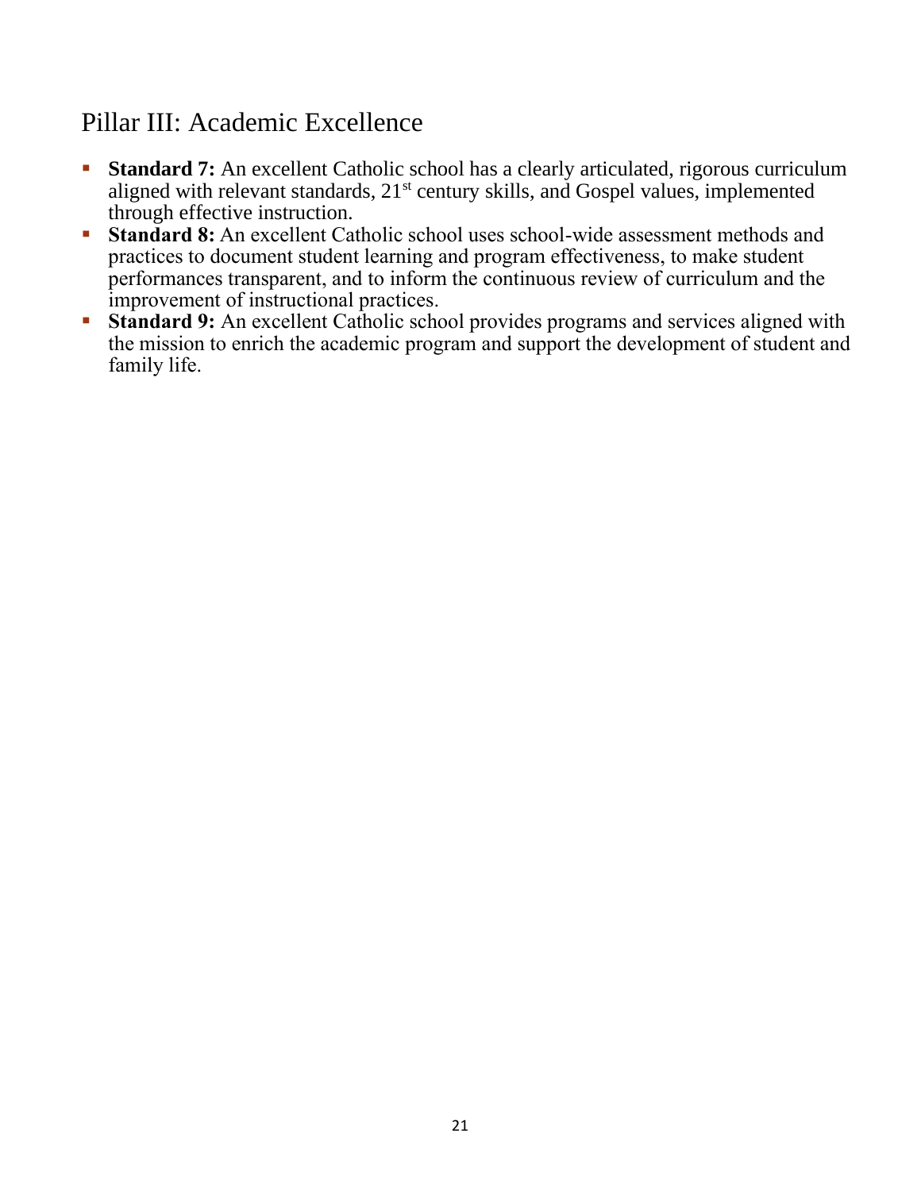## Pillar III: Academic Excellence

- **Standard 7:** An excellent Catholic school has a clearly articulated, rigorous curriculum aligned with relevant standards, 21st century skills, and Gospel values, implemented through effective instruction.
- **Standard 8:** An excellent Catholic school uses school-wide assessment methods and practices to document student learning and program effectiveness, to make student performances transparent, and to inform the continuous review of curriculum and the improvement of instructional practices.
- **Standard 9:** An excellent Catholic school provides programs and services aligned with the mission to enrich the academic program and support the development of student and family life.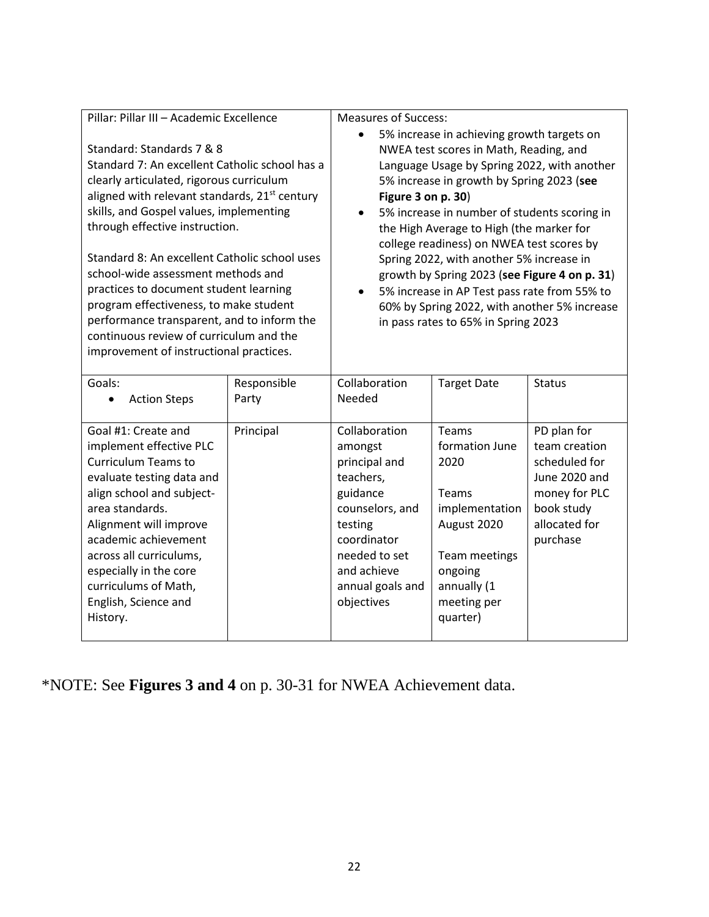| Pillar: Pillar III – Academic Excellence<br><br>Standard: Standards 7 & 8<br>Standard 7: An excellent Catholic school has a clearly articulated, rigorous curriculum aligned with relevant standards, 21st century skills, and Gospel values, implementing through effective instruction.<br><br>Standard 8: An excellent Catholic school uses school-wide assessment methods and practices to document student learning program effectiveness, to make student performance transparent, and to inform the continuous review of curriculum and the improvement of instructional practices. | | Measures of Success:<br>• 5% increase in achieving growth targets on NWEA test scores in Math, Reading, and Language Usage by Spring 2022, with another 5% increase in growth by Spring 2023 (**see Figure 3 on p. 30**)<br>• 5% increase in number of students scoring in the High Average to High (the marker for college readiness) on NWEA test scores by Spring 2022, with another 5% increase in growth by Spring 2023 (**see Figure 4 on p. 31**)<br>• 5% increase in AP Test pass rate from 55% to 60% by Spring 2022, with another 5% increase in pass rates to 65% in Spring 2023 | | |
|---|---|---|---|---|
| Goals:<br>• Action Steps | Responsible Party | Collaboration Needed | Target Date | Status |
| Goal #1: Create and implement effective PLC Curriculum Teams to evaluate testing data and align school and subject-area standards. Alignment will improve academic achievement across all curriculums, especially in the core curriculums of Math, English, Science and History. | Principal | Collaboration amongst principal and teachers, guidance counselors, and testing coordinator needed to set and achieve annual goals and objectives | Teams formation June 2020<br><br>Teams implementation August 2020<br><br>Team meetings ongoing annually (1 meeting per quarter) | PD plan for team creation scheduled for June 2020 and money for PLC book study allocated for purchase |

*NOTE: See **Figures 3 and 4** on p. 30-31 for NWEA Achievement data.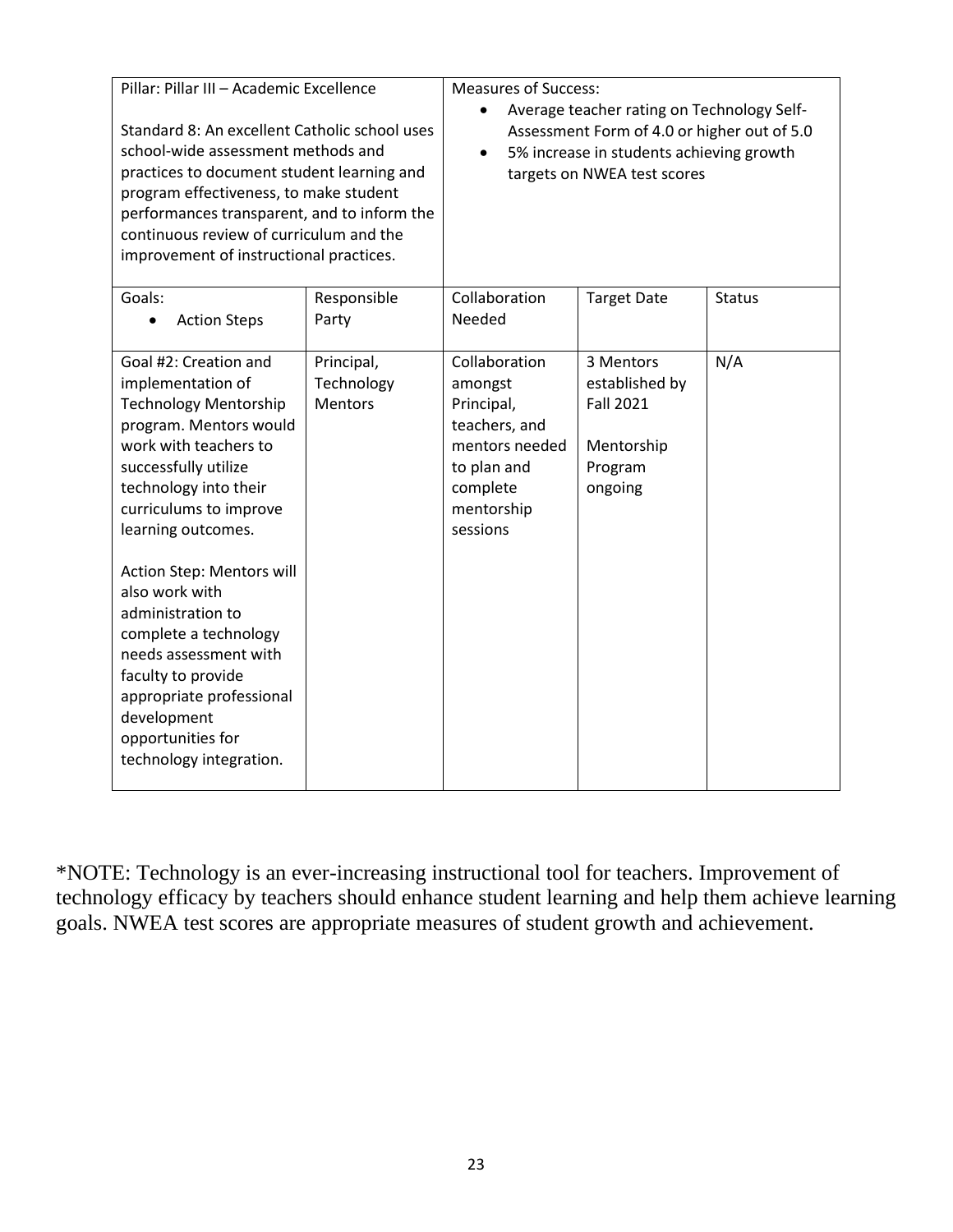| Pillar: Pillar III – Academic Excellence<br><br>Standard 8: An excellent Catholic school uses school-wide assessment methods and practices to document student learning and program effectiveness, to make student performances transparent, and to inform the continuous review of curriculum and the improvement of instructional practices. | | Measures of Success:<br>• Average teacher rating on Technology Self-Assessment Form of 4.0 or higher out of 5.0<br>• 5% increase in students achieving growth targets on NWEA test scores | | |
|---|---|---|---|---|
| Goals:<br>• Action Steps | Responsible Party | Collaboration Needed | Target Date | Status |
| Goal #2: Creation and implementation of Technology Mentorship program. Mentors would work with teachers to successfully utilize technology into their curriculums to improve learning outcomes.<br><br>Action Step: Mentors will also work with administration to complete a technology needs assessment with faculty to provide appropriate professional development opportunities for technology integration. | Principal, Technology Mentors | Collaboration amongst Principal, teachers, and mentors needed to plan and complete mentorship sessions | 3 Mentors established by Fall 2021<br><br>Mentorship Program ongoing | N/A |

*NOTE: Technology is an ever-increasing instructional tool for teachers. Improvement of technology efficacy by teachers should enhance student learning and help them achieve learning goals. NWEA test scores are appropriate measures of student growth and achievement.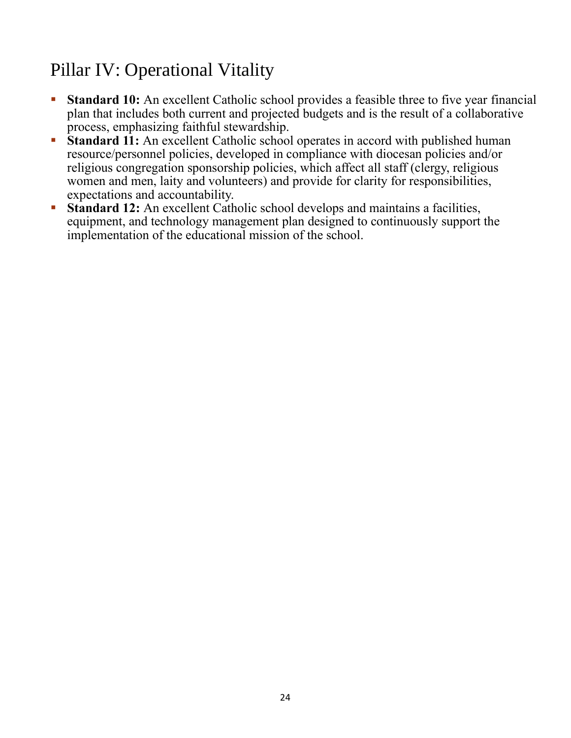# Pillar IV: Operational Vitality

- **Standard 10:** An excellent Catholic school provides a feasible three to five year financial plan that includes both current and projected budgets and is the result of a collaborative process, emphasizing faithful stewardship.
- **Standard 11:** An excellent Catholic school operates in accord with published human resource/personnel policies, developed in compliance with diocesan policies and/or religious congregation sponsorship policies, which affect all staff (clergy, religious women and men, laity and volunteers) and provide for clarity for responsibilities, expectations and accountability.
- **Standard 12:** An excellent Catholic school develops and maintains a facilities, equipment, and technology management plan designed to continuously support the implementation of the educational mission of the school.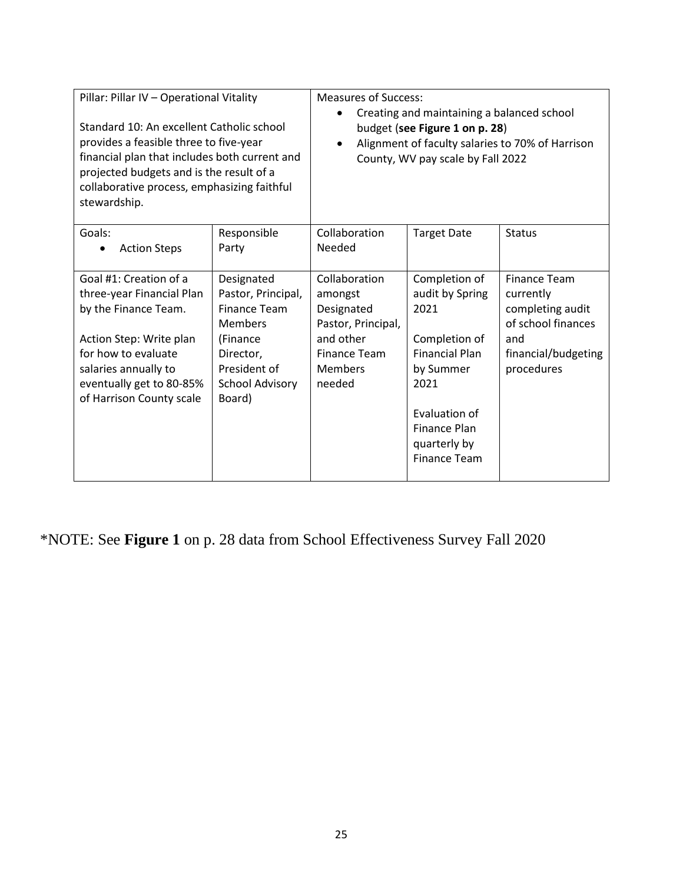| Pillar: Pillar IV – Operational Vitality<br><br>Standard 10: An excellent Catholic school provides a feasible three to five-year financial plan that includes both current and projected budgets and is the result of a collaborative process, emphasizing faithful stewardship. | | Measures of Success:<br>• Creating and maintaining a balanced school budget (**see Figure 1 on p. 28**)<br>• Alignment of faculty salaries to 70% of Harrison County, WV pay scale by Fall 2022 | | |
|---|---|---|---|---|
| Goals:<br>• Action Steps | Responsible Party | Collaboration Needed | Target Date | Status |
| Goal #1: Creation of a three-year Financial Plan by the Finance Team.<br><br>Action Step: Write plan for how to evaluate salaries annually to eventually get to 80-85% of Harrison County scale | Designated Pastor, Principal, Finance Team Members (Finance Director, President of School Advisory Board) | Collaboration amongst Designated Pastor, Principal, and other Finance Team Members needed | Completion of audit by Spring 2021<br><br>Completion of Financial Plan by Summer 2021<br><br>Evaluation of Finance Plan quarterly by Finance Team | Finance Team currently completing audit of school finances and financial/budgeting procedures |

*NOTE: See **Figure 1** on p. 28 data from School Effectiveness Survey Fall 2020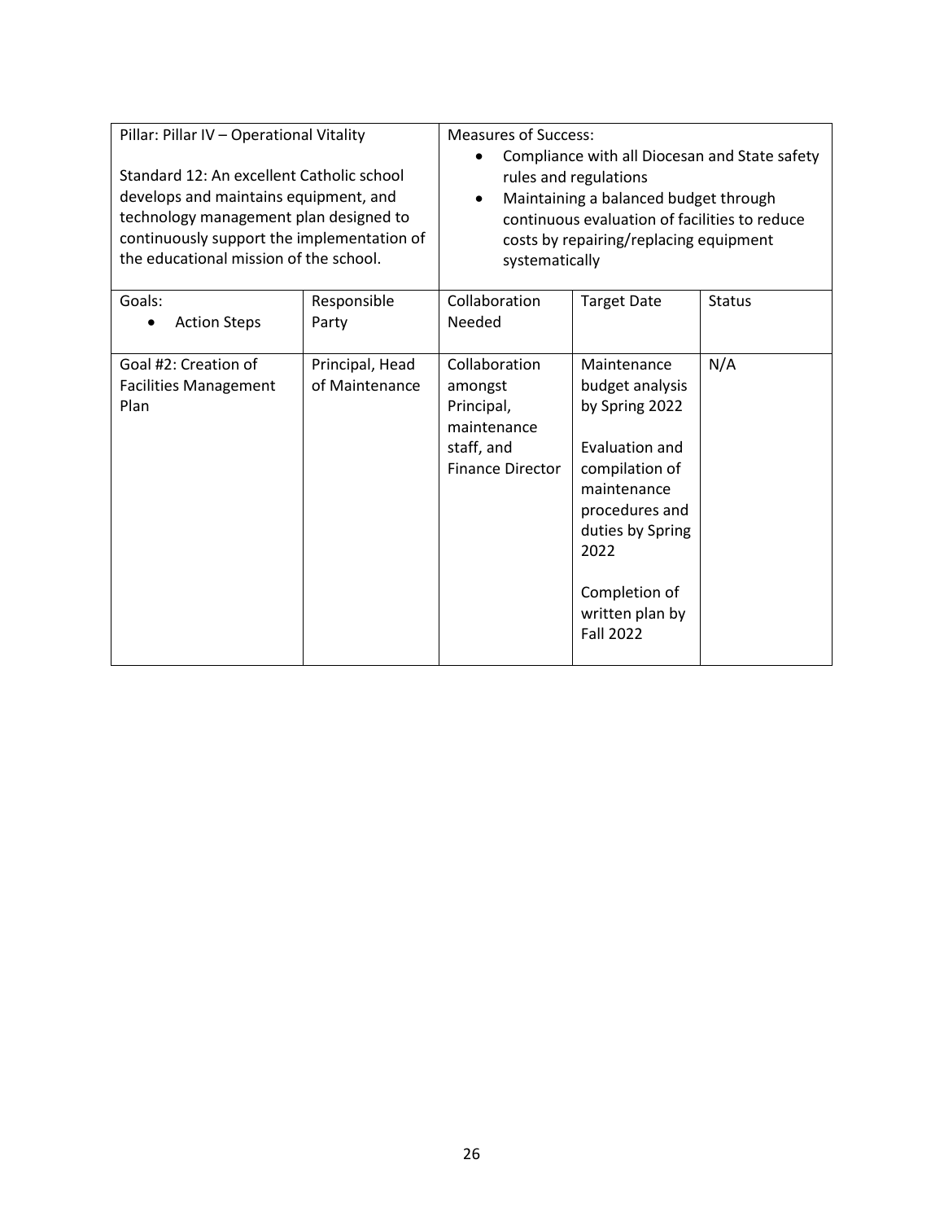| Pillar: Pillar IV – Operational Vitality<br><br>Standard 12: An excellent Catholic school develops and maintains equipment, and technology management plan designed to continuously support the implementation of the educational mission of the school. | | Measures of Success:<br>• Compliance with all Diocesan and State safety rules and regulations<br>• Maintaining a balanced budget through continuous evaluation of facilities to reduce costs by repairing/replacing equipment systematically | | |
|---|---|---|---|---|
| Goals:<br>• Action Steps | Responsible Party | Collaboration Needed | Target Date | Status |
| Goal #2: Creation of Facilities Management Plan | Principal, Head of Maintenance | Collaboration amongst Principal, maintenance staff, and Finance Director | Maintenance budget analysis by Spring 2022<br><br>Evaluation and compilation of maintenance procedures and duties by Spring 2022<br><br>Completion of written plan by Fall 2022 | N/A |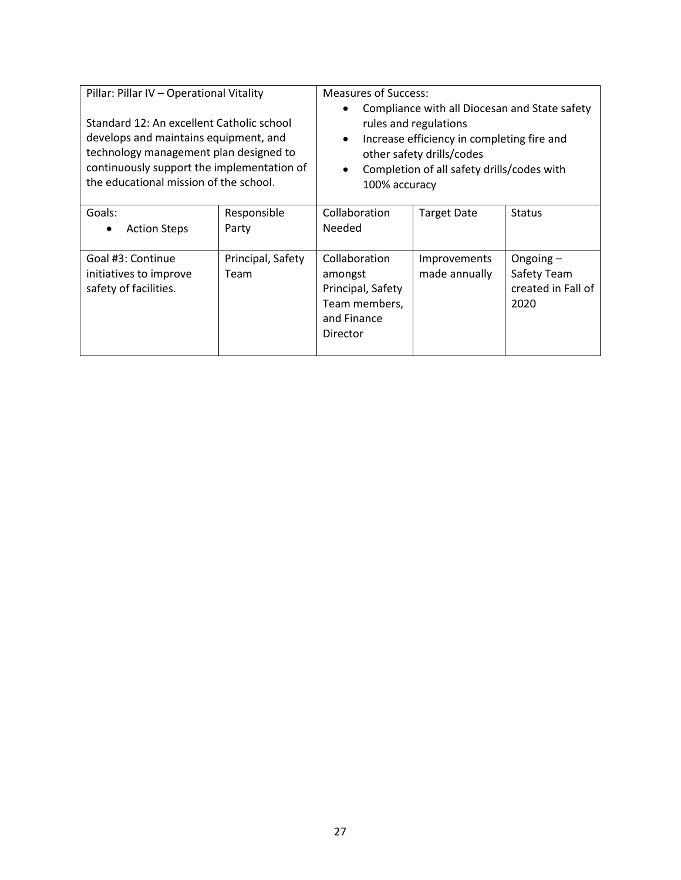| Pillar: Pillar IV – Operational Vitality<br><br>Standard 12: An excellent Catholic school develops and maintains equipment, and technology management plan designed to continuously support the implementation of the educational mission of the school. | | Measures of Success:<br>• Compliance with all Diocesan and State safety rules and regulations<br>• Increase efficiency in completing fire and other safety drills/codes<br>• Completion of all safety drills/codes with 100% accuracy | | |
|---|---|---|---|---|
| Goals:<br>• Action Steps | Responsible Party | Collaboration Needed | Target Date | Status |
| Goal #3: Continue initiatives to improve safety of facilities. | Principal, Safety Team | Collaboration amongst Principal, Safety Team members, and Finance Director | Improvements made annually | Ongoing – Safety Team created in Fall of 2020 |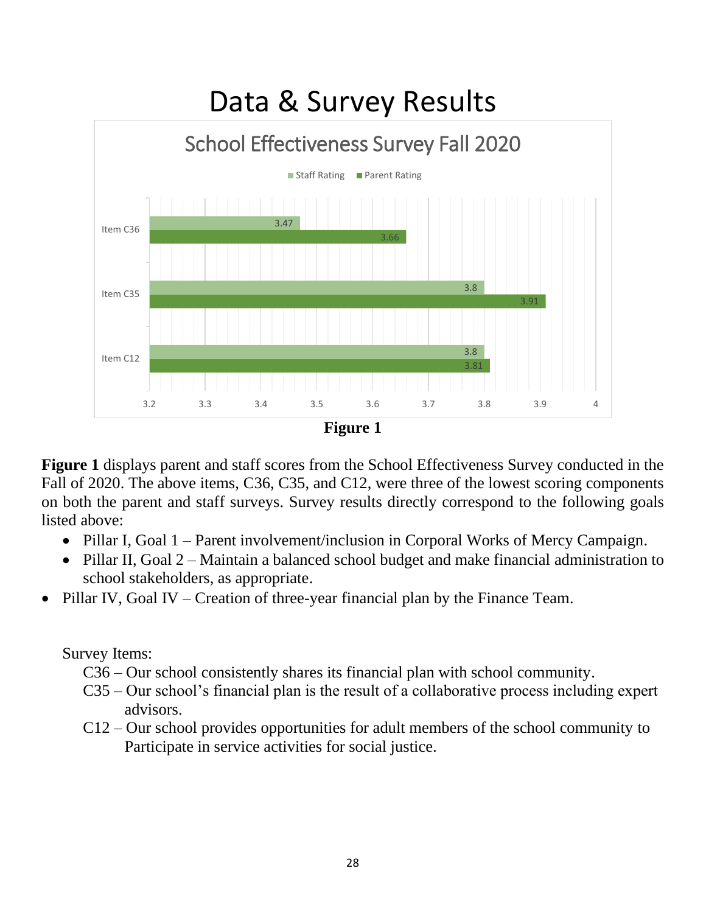# Data & Survey Results

## School Effectiveness Survey Fall 2020

| Item | Staff Rating | Parent Rating |
| --- | --- | --- |
| Item C36 | 3.47 | 3.66 |
| Item C35 | 3.8 | 3.91 |
| Item C12 | 3.8 | 3.81 |

**Figure 1**

**Figure 1** displays parent and staff scores from the School Effectiveness Survey conducted in the Fall of 2020. The above items, C36, C35, and C12, were three of the lowest scoring components on both the parent and staff surveys. Survey results directly correspond to the following goals listed above:

- Pillar I, Goal 1 – Parent involvement/inclusion in Corporal Works of Mercy Campaign.
- Pillar II, Goal 2 – Maintain a balanced school budget and make financial administration to school stakeholders, as appropriate.
- Pillar IV, Goal IV – Creation of three-year financial plan by the Finance Team.

Survey Items:

C36 – Our school consistently shares its financial plan with school community.
C35 – Our school's financial plan is the result of a collaborative process including expert advisors.
C12 – Our school provides opportunities for adult members of the school community to Participate in service activities for social justice.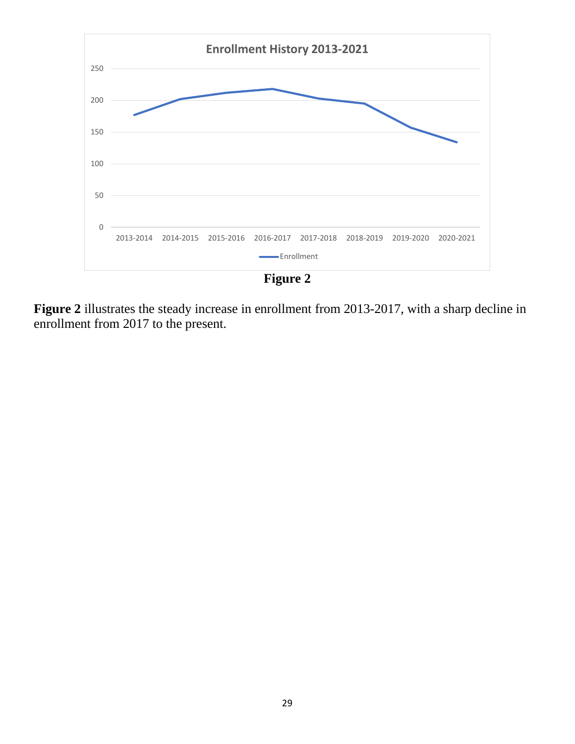Figure 2

**Figure 2** illustrates the steady increase in enrollment from 2013-2017, with a sharp decline in enrollment from 2017 to the present.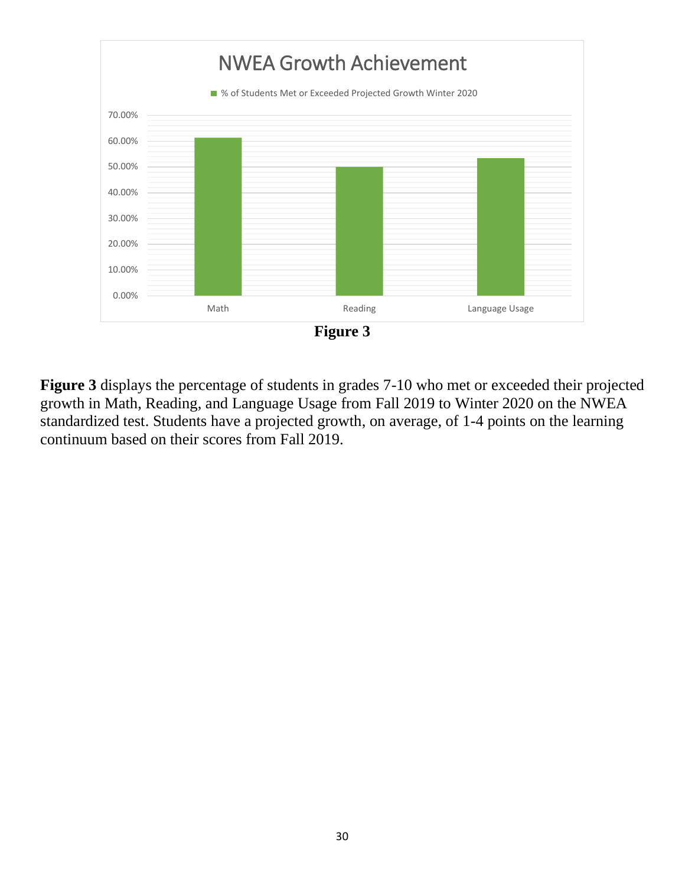**Figure 3**

**Figure 3** displays the percentage of students in grades 7-10 who met or exceeded their projected growth in Math, Reading, and Language Usage from Fall 2019 to Winter 2020 on the NWEA standardized test. Students have a projected growth, on average, of 1-4 points on the learning continuum based on their scores from Fall 2019.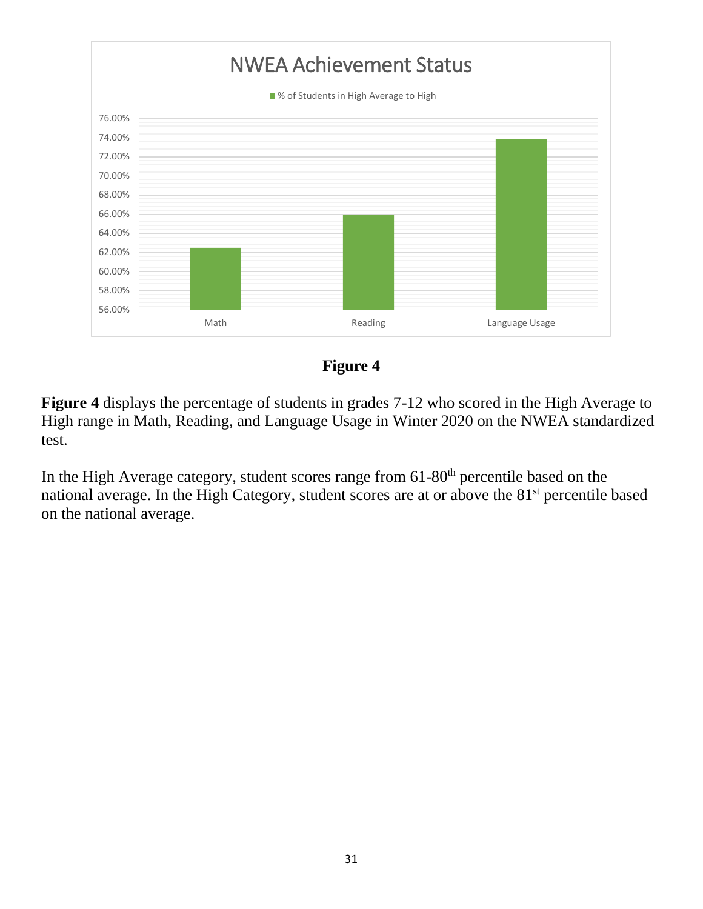NWEA Achievement Status

% of Students in High Average to High

76.00%
74.00%
72.00%
70.00%
68.00%
66.00%
64.00%
62.00%
60.00%
58.00%
56.00%

Math
Reading
Language Usage

**Figure 4**

**Figure 4** displays the percentage of students in grades 7-12 who scored in the High Average to High range in Math, Reading, and Language Usage in Winter 2020 on the NWEA standardized test.

In the High Average category, student scores range from 61-80th percentile based on the national average. In the High Category, student scores are at or above the 81st percentile based on the national average.